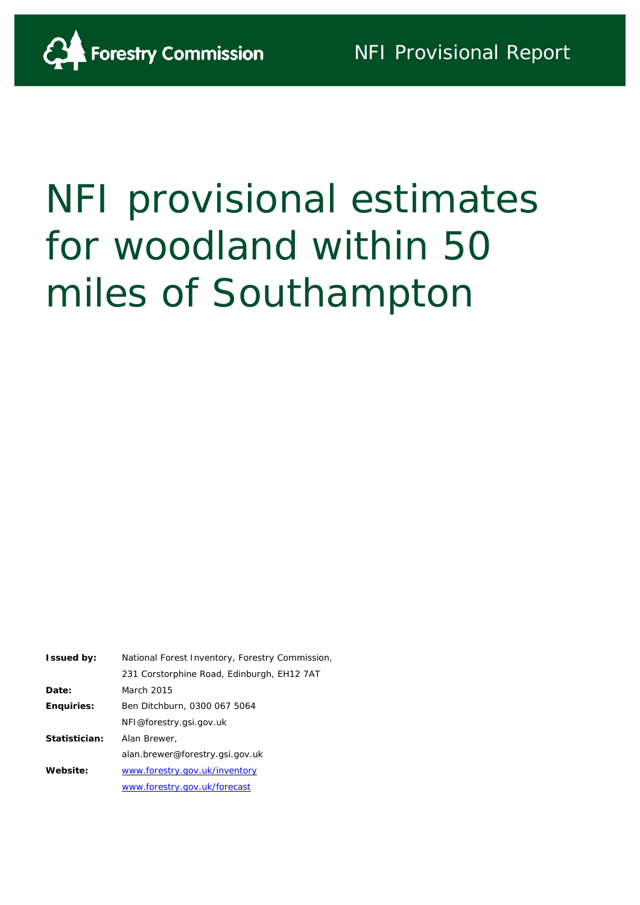Forestry Commission

NFI Provisional Report

# NFI provisional estimates for woodland within 50 miles of Southampton

| | |
|---|---|
| **Issued by:** | National Forest Inventory, Forestry Commission, |
| | 231 Corstorphine Road, Edinburgh, EH12 7AT |
| **Date:** | March 2015 |
| **Enquiries:** | Ben Ditchburn, 0300 067 5064 |
| | NFI@forestry.gsi.gov.uk |
| **Statistician:** | Alan Brewer, |
| | alan.brewer@forestry.gsi.gov.uk |
| **Website:** | www.forestry.gov.uk/inventory |
| | www.forestry.gov.uk/forecast |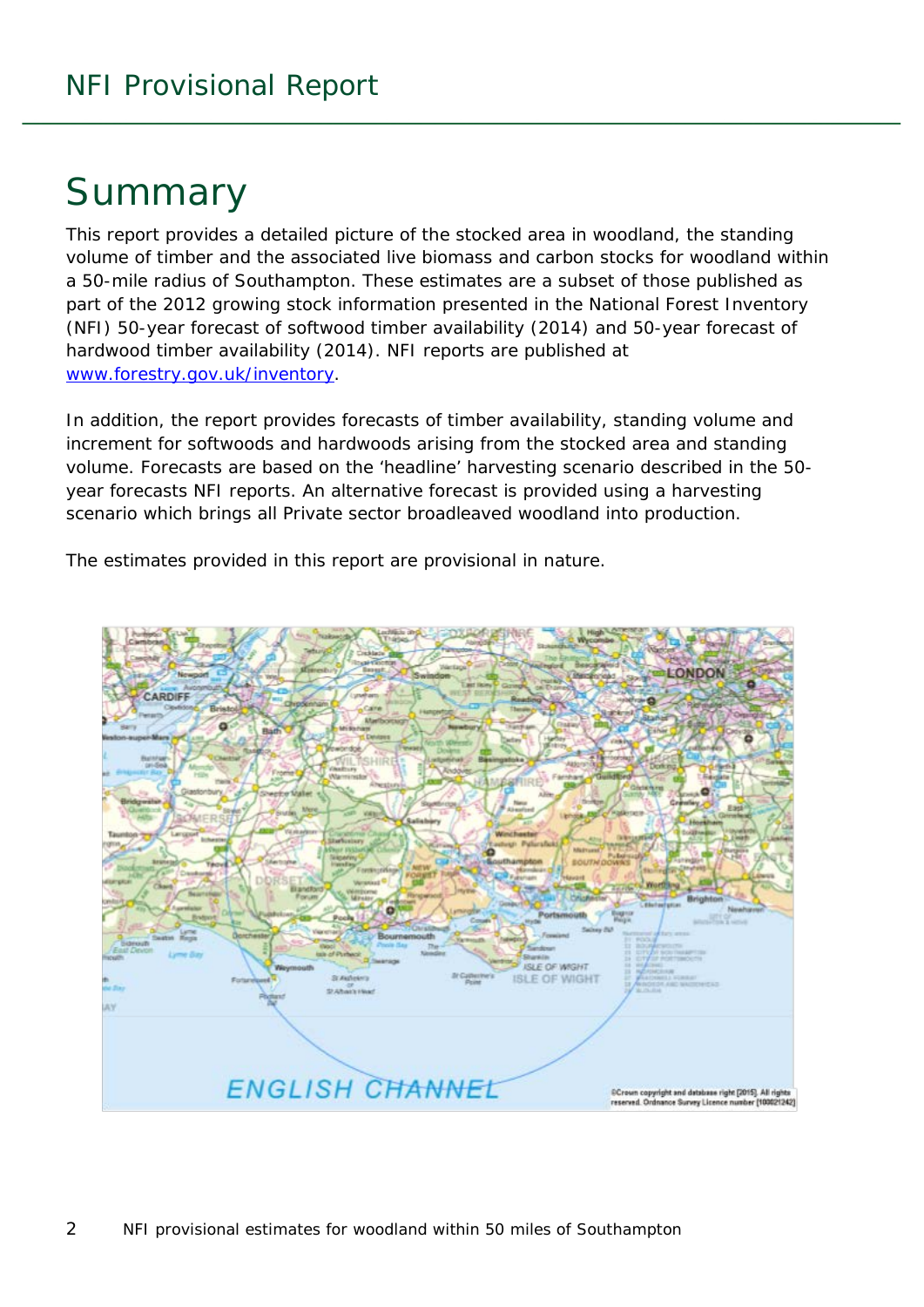# Summary

This report provides a detailed picture of the stocked area in woodland, the standing volume of timber and the associated live biomass and carbon stocks for woodland within a 50-mile radius of Southampton. These estimates are a subset of those published as part of the 2012 growing stock information presented in the National Forest Inventory (NFI) 50-year forecast of softwood timber availability (2014) and 50-year forecast of hardwood timber availability (2014). NFI reports are published at [www.forestry.gov.uk/inventory](www.forestry.gov.uk/inventory).

In addition, the report provides forecasts of timber availability, standing volume and increment for softwoods and hardwoods arising from the stocked area and standing volume. Forecasts are based on the 'headline' harvesting scenario described in the 50-year forecasts NFI reports. An alternative forecast is provided using a harvesting scenario which brings all Private sector broadleaved woodland into production.

The estimates provided in this report are provisional in nature.

©Crown copyright and database right [2015]. All rights reserved. Ordnance Survey Licence number [100021242]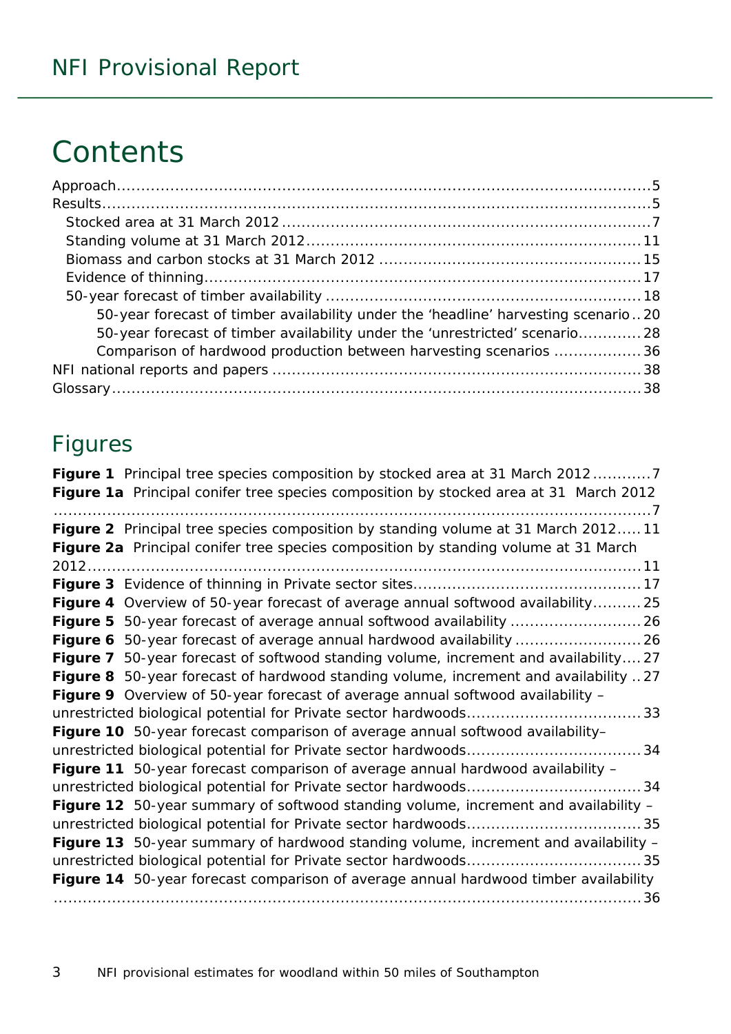# Contents

Approach....5
Results....5
- Stocked area at 31 March 2012....7
- Standing volume at 31 March 2012....11
- Biomass and carbon stocks at 31 March 2012....15
- Evidence of thinning....17
- 50-year forecast of timber availability....18
  - 50-year forecast of timber availability under the 'headline' harvesting scenario....20
  - 50-year forecast of timber availability under the 'unrestricted' scenario....28
  - Comparison of hardwood production between harvesting scenarios....36

NFI national reports and papers....38
Glossary....38

## Figures

**Figure 1** Principal tree species composition by stocked area at 31 March 2012....7
**Figure 1a** Principal conifer tree species composition by stocked area at 31 March 2012....7
**Figure 2** Principal tree species composition by standing volume at 31 March 2012....11
**Figure 2a** Principal conifer tree species composition by standing volume at 31 March 2012....11
**Figure 3** Evidence of thinning in Private sector sites....17
**Figure 4** Overview of 50-year forecast of average annual softwood availability....25
**Figure 5** 50-year forecast of average annual softwood availability....26
**Figure 6** 50-year forecast of average annual hardwood availability....26
**Figure 7** 50-year forecast of softwood standing volume, increment and availability....27
**Figure 8** 50-year forecast of hardwood standing volume, increment and availability....27
**Figure 9** Overview of 50-year forecast of average annual softwood availability – unrestricted biological potential for Private sector hardwoods....33
**Figure 10** 50-year forecast comparison of average annual softwood availability– unrestricted biological potential for Private sector hardwoods....34
**Figure 11** 50-year forecast comparison of average annual hardwood availability – unrestricted biological potential for Private sector hardwoods....34
**Figure 12** 50-year summary of softwood standing volume, increment and availability – unrestricted biological potential for Private sector hardwoods....35
**Figure 13** 50-year summary of hardwood standing volume, increment and availability – unrestricted biological potential for Private sector hardwoods....35
**Figure 14** 50-year forecast comparison of average annual hardwood timber availability....36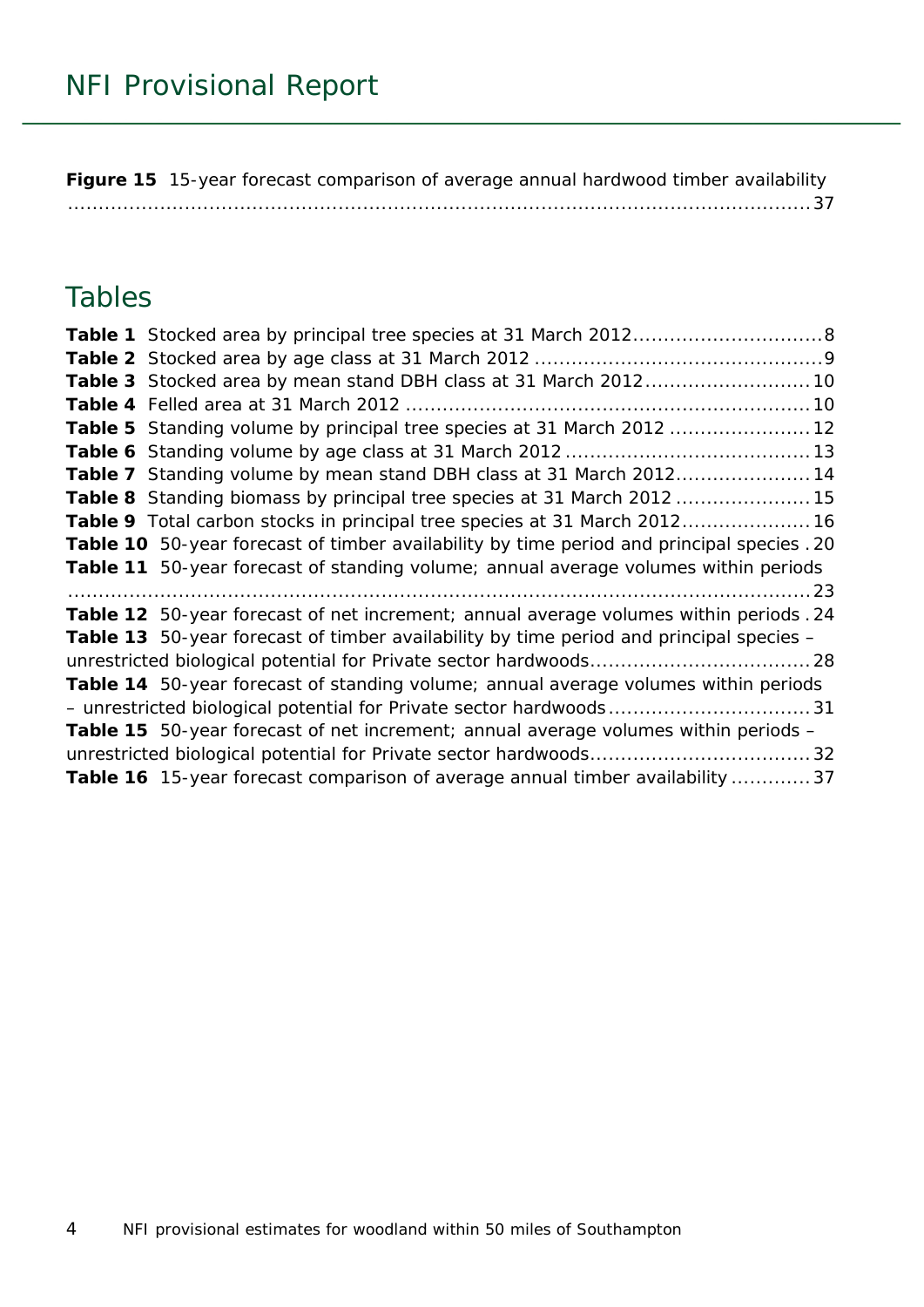**Figure 15** 15-year forecast comparison of average annual hardwood timber availability ........................................................................................................................ 37

## Tables

**Table 1** Stocked area by principal tree species at 31 March 2012 .............................. 8
**Table 2** Stocked area by age class at 31 March 2012 ............................................... 9
**Table 3** Stocked area by mean stand DBH class at 31 March 2012 .......................... 10
**Table 4** Felled area at 31 March 2012 ................................................................ 10
**Table 5** Standing volume by principal tree species at 31 March 2012 ...................... 12
**Table 6** Standing volume by age class at 31 March 2012 ........................................ 13
**Table 7** Standing volume by mean stand DBH class at 31 March 2012 ..................... 14
**Table 8** Standing biomass by principal tree species at 31 March 2012 ..................... 15
**Table 9** Total carbon stocks in principal tree species at 31 March 2012 .................... 16
**Table 10** 50-year forecast of timber availability by time period and principal species . 20
**Table 11** 50-year forecast of standing volume; annual average volumes within periods ........................................................................................................................ 23
**Table 12** 50-year forecast of net increment; annual average volumes within periods . 24
**Table 13** 50-year forecast of timber availability by time period and principal species – unrestricted biological potential for Private sector hardwoods ................................... 28
**Table 14** 50-year forecast of standing volume; annual average volumes within periods – unrestricted biological potential for Private sector hardwoods ................................ 31
**Table 15** 50-year forecast of net increment; annual average volumes within periods – unrestricted biological potential for Private sector hardwoods ................................... 32
**Table 16** 15-year forecast comparison of average annual timber availability ............. 37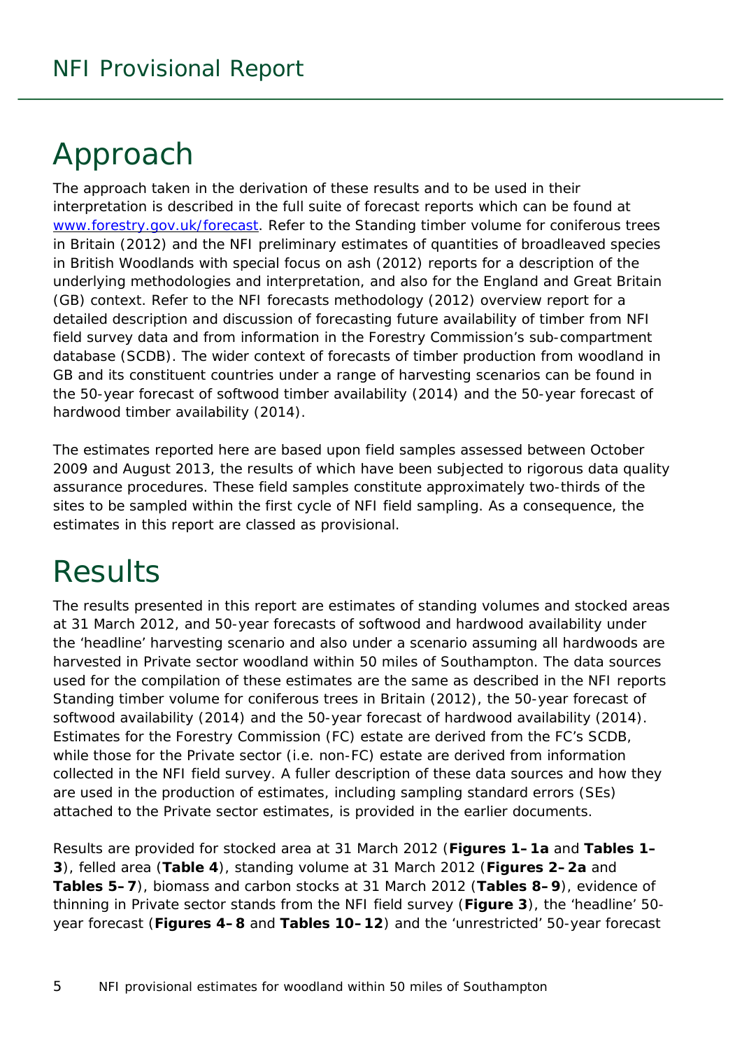# Approach

The approach taken in the derivation of these results and to be used in their interpretation is described in the full suite of forecast reports which can be found at [www.forestry.gov.uk/forecast](www.forestry.gov.uk/forecast). Refer to the Standing timber volume for coniferous trees in Britain (2012) and the NFI preliminary estimates of quantities of broadleaved species in British Woodlands with special focus on ash (2012) reports for a description of the underlying methodologies and interpretation, and also for the England and Great Britain (GB) context. Refer to the NFI forecasts methodology (2012) overview report for a detailed description and discussion of forecasting future availability of timber from NFI field survey data and from information in the Forestry Commission's sub-compartment database (SCDB). The wider context of forecasts of timber production from woodland in GB and its constituent countries under a range of harvesting scenarios can be found in the 50-year forecast of softwood timber availability (2014) and the 50-year forecast of hardwood timber availability (2014).

The estimates reported here are based upon field samples assessed between October 2009 and August 2013, the results of which have been subjected to rigorous data quality assurance procedures. These field samples constitute approximately two-thirds of the sites to be sampled within the first cycle of NFI field sampling. As a consequence, the estimates in this report are classed as provisional.

# Results

The results presented in this report are estimates of standing volumes and stocked areas at 31 March 2012, and 50-year forecasts of softwood and hardwood availability under the 'headline' harvesting scenario and also under a scenario assuming all hardwoods are harvested in Private sector woodland within 50 miles of Southampton. The data sources used for the compilation of these estimates are the same as described in the NFI reports Standing timber volume for coniferous trees in Britain (2012), the 50-year forecast of softwood availability (2014) and the 50-year forecast of hardwood availability (2014). Estimates for the Forestry Commission (FC) estate are derived from the FC's SCDB, while those for the Private sector (i.e. non-FC) estate are derived from information collected in the NFI field survey. A fuller description of these data sources and how they are used in the production of estimates, including sampling standard errors (SEs) attached to the Private sector estimates, is provided in the earlier documents.

Results are provided for stocked area at 31 March 2012 (**Figures 1–1a** and **Tables 1–3**), felled area (**Table 4**), standing volume at 31 March 2012 (**Figures 2–2a** and **Tables 5–7**), biomass and carbon stocks at 31 March 2012 (**Tables 8–9**), evidence of thinning in Private sector stands from the NFI field survey (**Figure 3**), the 'headline' 50-year forecast (**Figures 4–8** and **Tables 10–12**) and the 'unrestricted' 50-year forecast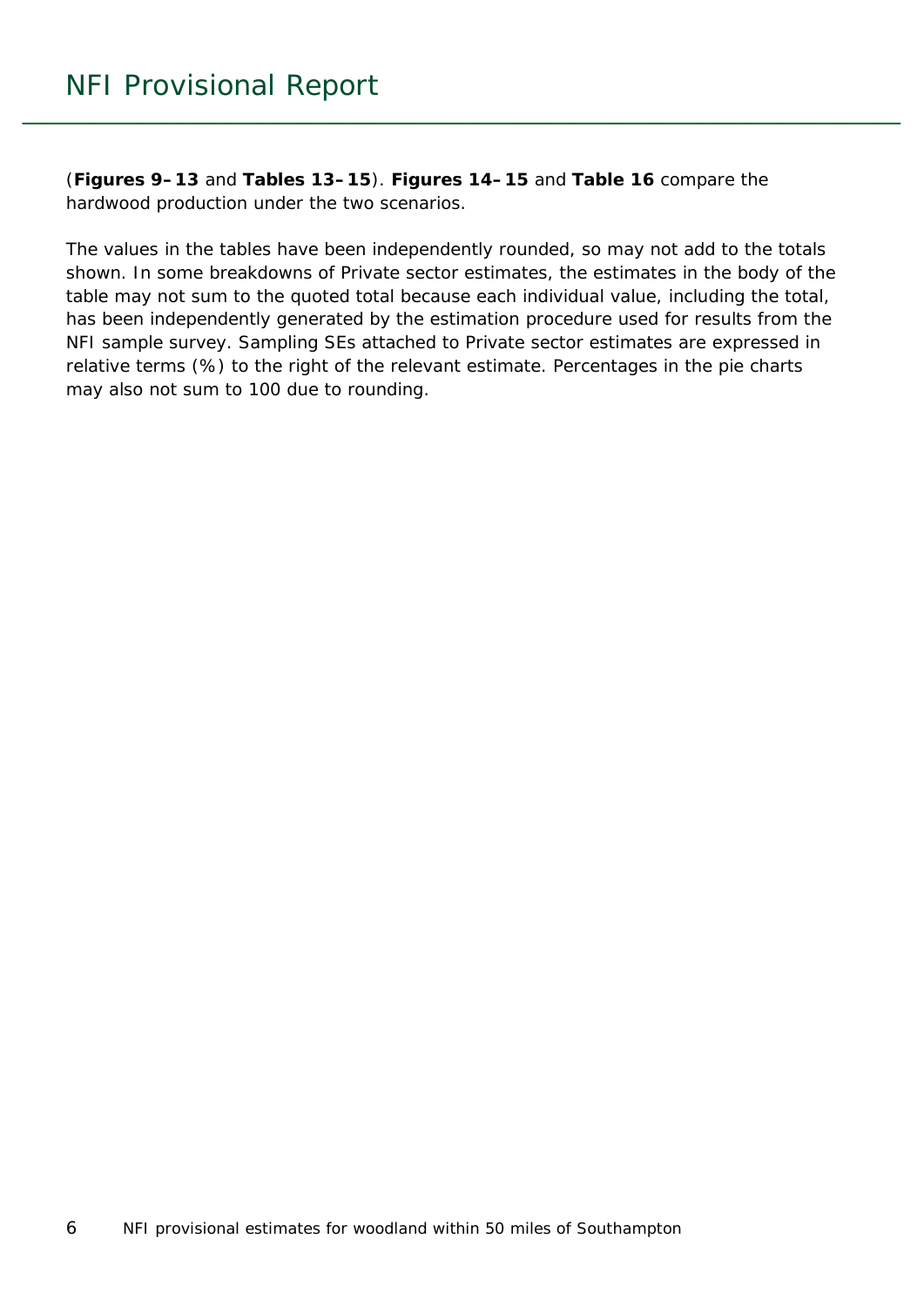(**Figures 9–13** and **Tables 13–15**). **Figures 14–15** and **Table 16** compare the hardwood production under the two scenarios.

The values in the tables have been independently rounded, so may not add to the totals shown. In some breakdowns of Private sector estimates, the estimates in the body of the table may not sum to the quoted total because each individual value, including the total, has been independently generated by the estimation procedure used for results from the NFI sample survey. Sampling SEs attached to Private sector estimates are expressed in relative terms (%) to the right of the relevant estimate. Percentages in the pie charts may also not sum to 100 due to rounding.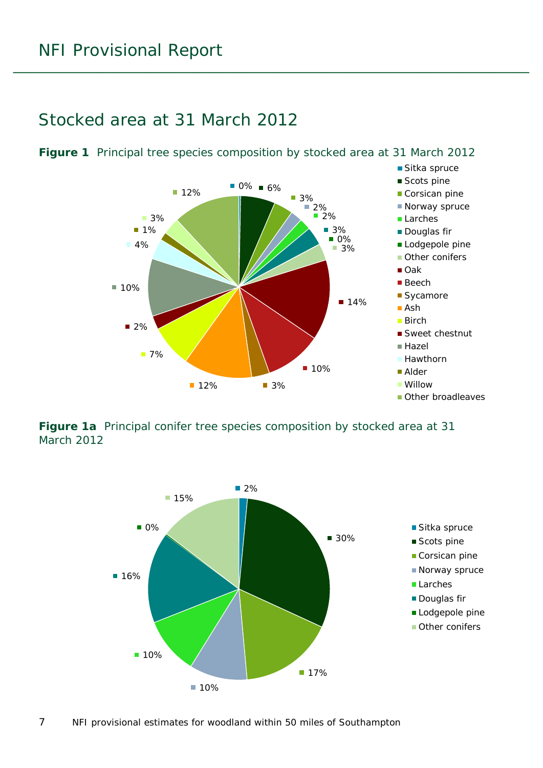## Stocked area at 31 March 2012

**Figure 1** Principal tree species composition by stocked area at 31 March 2012

**Figure 1a** Principal conifer tree species composition by stocked area at 31 March 2012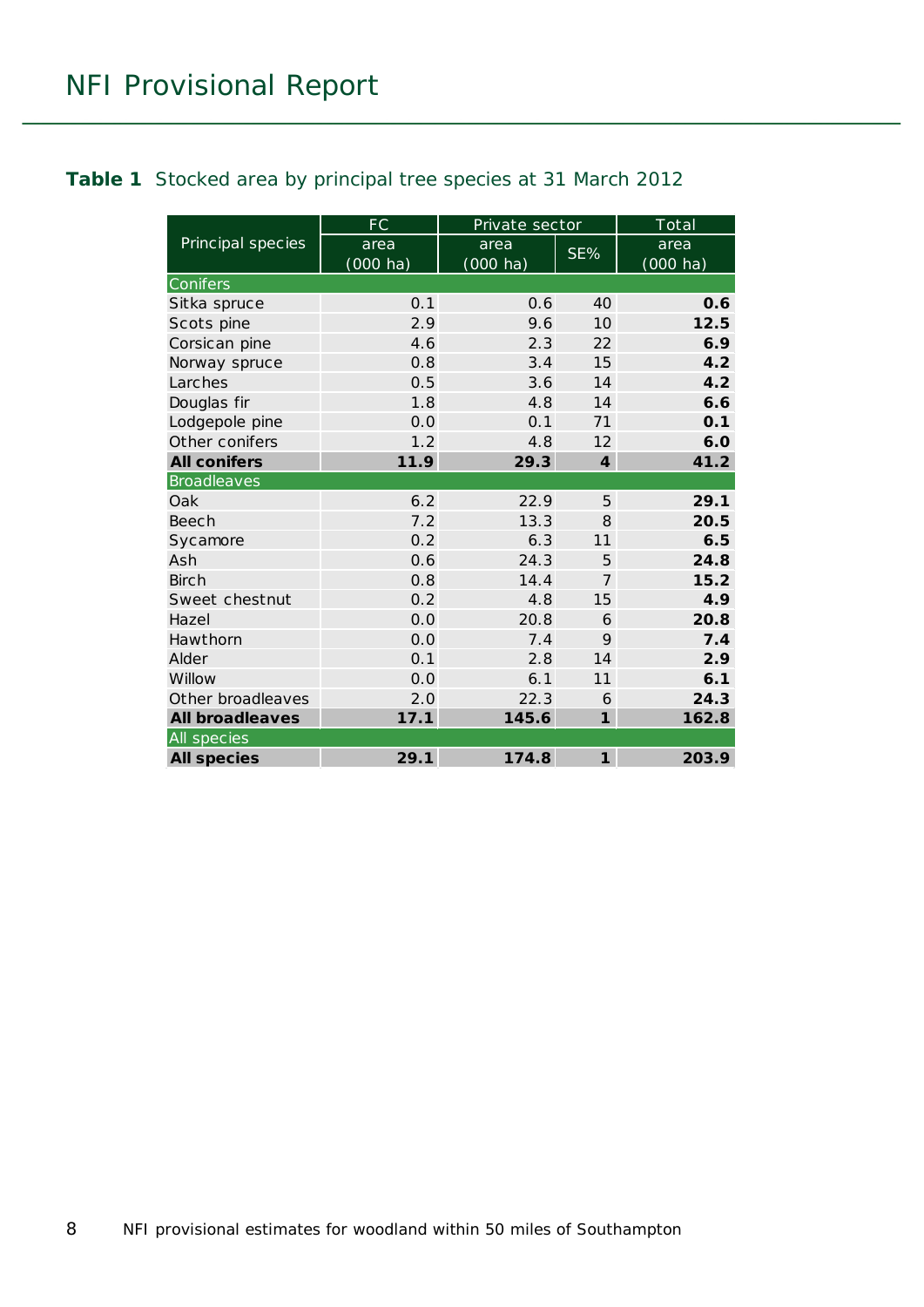**Table 1** Stocked area by principal tree species at 31 March 2012

| Principal species | FC | Private sector | | Total |
|---|---|---|---|---|
| | area (000 ha) | area (000 ha) | SE% | area (000 ha) |
| **Conifers** | | | | |
| Sitka spruce | 0.1 | 0.6 | 40 | **0.6** |
| Scots pine | 2.9 | 9.6 | 10 | **12.5** |
| Corsican pine | 4.6 | 2.3 | 22 | **6.9** |
| Norway spruce | 0.8 | 3.4 | 15 | **4.2** |
| Larches | 0.5 | 3.6 | 14 | **4.2** |
| Douglas fir | 1.8 | 4.8 | 14 | **6.6** |
| Lodgepole pine | 0.0 | 0.1 | 71 | **0.1** |
| Other conifers | 1.2 | 4.8 | 12 | **6.0** |
| **All conifers** | **11.9** | **29.3** | **4** | **41.2** |
| **Broadleaves** | | | | |
| Oak | 6.2 | 22.9 | 5 | **29.1** |
| Beech | 7.2 | 13.3 | 8 | **20.5** |
| Sycamore | 0.2 | 6.3 | 11 | **6.5** |
| Ash | 0.6 | 24.3 | 5 | **24.8** |
| Birch | 0.8 | 14.4 | 7 | **15.2** |
| Sweet chestnut | 0.2 | 4.8 | 15 | **4.9** |
| Hazel | 0.0 | 20.8 | 6 | **20.8** |
| Hawthorn | 0.0 | 7.4 | 9 | **7.4** |
| Alder | 0.1 | 2.8 | 14 | **2.9** |
| Willow | 0.0 | 6.1 | 11 | **6.1** |
| Other broadleaves | 2.0 | 22.3 | 6 | **24.3** |
| **All broadleaves** | **17.1** | **145.6** | **1** | **162.8** |
| **All species** | | | | |
| **All species** | **29.1** | **174.8** | **1** | **203.9** |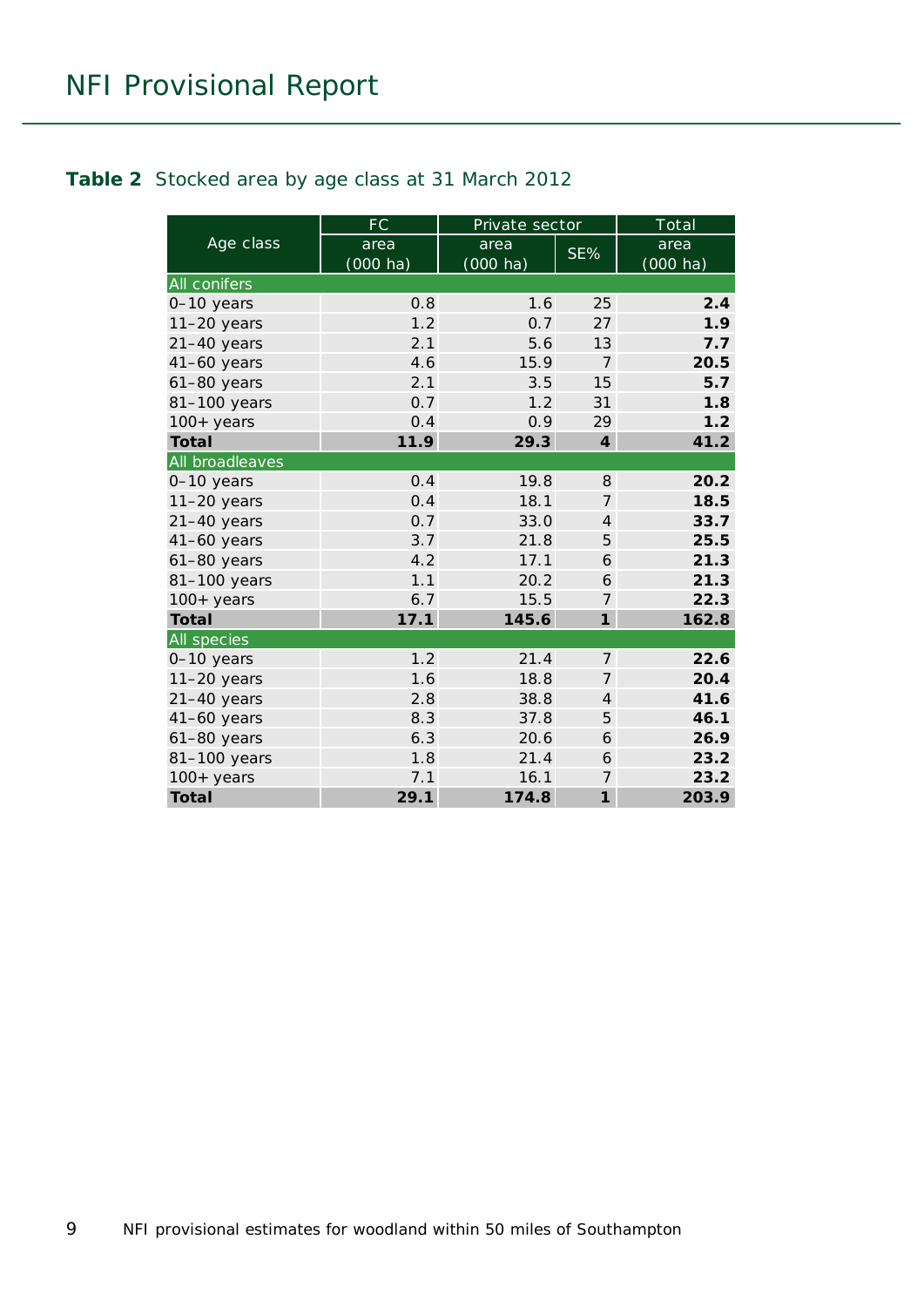**Table 2** Stocked area by age class at 31 March 2012

| Age class | FC | Private sector | | Total |
|---|---|---|---|---|
| | area (000 ha) | area (000 ha) | SE% | area (000 ha) |
| **All conifers** | | | | |
| 0–10 years | 0.8 | 1.6 | 25 | **2.4** |
| 11–20 years | 1.2 | 0.7 | 27 | **1.9** |
| 21–40 years | 2.1 | 5.6 | 13 | **7.7** |
| 41–60 years | 4.6 | 15.9 | 7 | **20.5** |
| 61–80 years | 2.1 | 3.5 | 15 | **5.7** |
| 81–100 years | 0.7 | 1.2 | 31 | **1.8** |
| 100+ years | 0.4 | 0.9 | 29 | **1.2** |
| **Total** | **11.9** | **29.3** | **4** | **41.2** |
| **All broadleaves** | | | | |
| 0–10 years | 0.4 | 19.8 | 8 | **20.2** |
| 11–20 years | 0.4 | 18.1 | 7 | **18.5** |
| 21–40 years | 0.7 | 33.0 | 4 | **33.7** |
| 41–60 years | 3.7 | 21.8 | 5 | **25.5** |
| 61–80 years | 4.2 | 17.1 | 6 | **21.3** |
| 81–100 years | 1.1 | 20.2 | 6 | **21.3** |
| 100+ years | 6.7 | 15.5 | 7 | **22.3** |
| **Total** | **17.1** | **145.6** | **1** | **162.8** |
| **All species** | | | | |
| 0–10 years | 1.2 | 21.4 | 7 | **22.6** |
| 11–20 years | 1.6 | 18.8 | 7 | **20.4** |
| 21–40 years | 2.8 | 38.8 | 4 | **41.6** |
| 41–60 years | 8.3 | 37.8 | 5 | **46.1** |
| 61–80 years | 6.3 | 20.6 | 6 | **26.9** |
| 81–100 years | 1.8 | 21.4 | 6 | **23.2** |
| 100+ years | 7.1 | 16.1 | 7 | **23.2** |
| **Total** | **29.1** | **174.8** | **1** | **203.9** |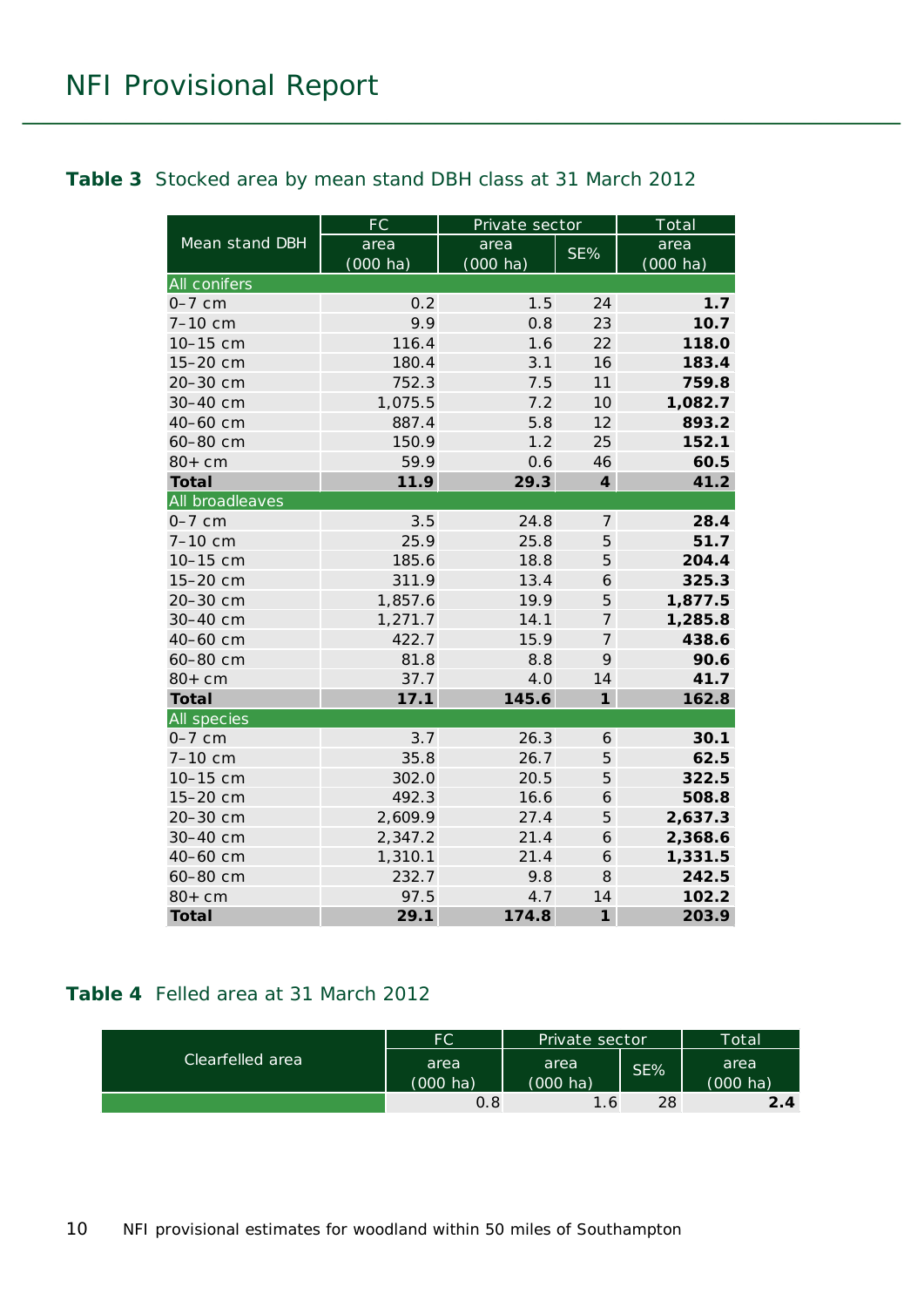**Table 3** Stocked area by mean stand DBH class at 31 March 2012

| Mean stand DBH | FC | Private sector | | Total |
|---|---|---|---|---|
| | area (000 ha) | area (000 ha) | SE% | area (000 ha) |
| **All conifers** | | | | |
| 0–7 cm | 0.2 | 1.5 | 24 | **1.7** |
| 7–10 cm | 9.9 | 0.8 | 23 | **10.7** |
| 10–15 cm | 116.4 | 1.6 | 22 | **118.0** |
| 15–20 cm | 180.4 | 3.1 | 16 | **183.4** |
| 20–30 cm | 752.3 | 7.5 | 11 | **759.8** |
| 30–40 cm | 1,075.5 | 7.2 | 10 | **1,082.7** |
| 40–60 cm | 887.4 | 5.8 | 12 | **893.2** |
| 60–80 cm | 150.9 | 1.2 | 25 | **152.1** |
| 80+ cm | 59.9 | 0.6 | 46 | **60.5** |
| **Total** | **11.9** | **29.3** | **4** | **41.2** |
| **All broadleaves** | | | | |
| 0–7 cm | 3.5 | 24.8 | 7 | **28.4** |
| 7–10 cm | 25.9 | 25.8 | 5 | **51.7** |
| 10–15 cm | 185.6 | 18.8 | 5 | **204.4** |
| 15–20 cm | 311.9 | 13.4 | 6 | **325.3** |
| 20–30 cm | 1,857.6 | 19.9 | 5 | **1,877.5** |
| 30–40 cm | 1,271.7 | 14.1 | 7 | **1,285.8** |
| 40–60 cm | 422.7 | 15.9 | 7 | **438.6** |
| 60–80 cm | 81.8 | 8.8 | 9 | **90.6** |
| 80+ cm | 37.7 | 4.0 | 14 | **41.7** |
| **Total** | **17.1** | **145.6** | **1** | **162.8** |
| **All species** | | | | |
| 0–7 cm | 3.7 | 26.3 | 6 | **30.1** |
| 7–10 cm | 35.8 | 26.7 | 5 | **62.5** |
| 10–15 cm | 302.0 | 20.5 | 5 | **322.5** |
| 15–20 cm | 492.3 | 16.6 | 6 | **508.8** |
| 20–30 cm | 2,609.9 | 27.4 | 5 | **2,637.3** |
| 30–40 cm | 2,347.2 | 21.4 | 6 | **2,368.6** |
| 40–60 cm | 1,310.1 | 21.4 | 6 | **1,331.5** |
| 60–80 cm | 232.7 | 9.8 | 8 | **242.5** |
| 80+ cm | 97.5 | 4.7 | 14 | **102.2** |
| **Total** | **29.1** | **174.8** | **1** | **203.9** |

**Table 4** Felled area at 31 March 2012

| Clearfelled area | FC | Private sector | | Total |
|---|---|---|---|---|
| | area (000 ha) | area (000 ha) | SE% | area (000 ha) |
| | 0.8 | 1.6 | 28 | **2.4** |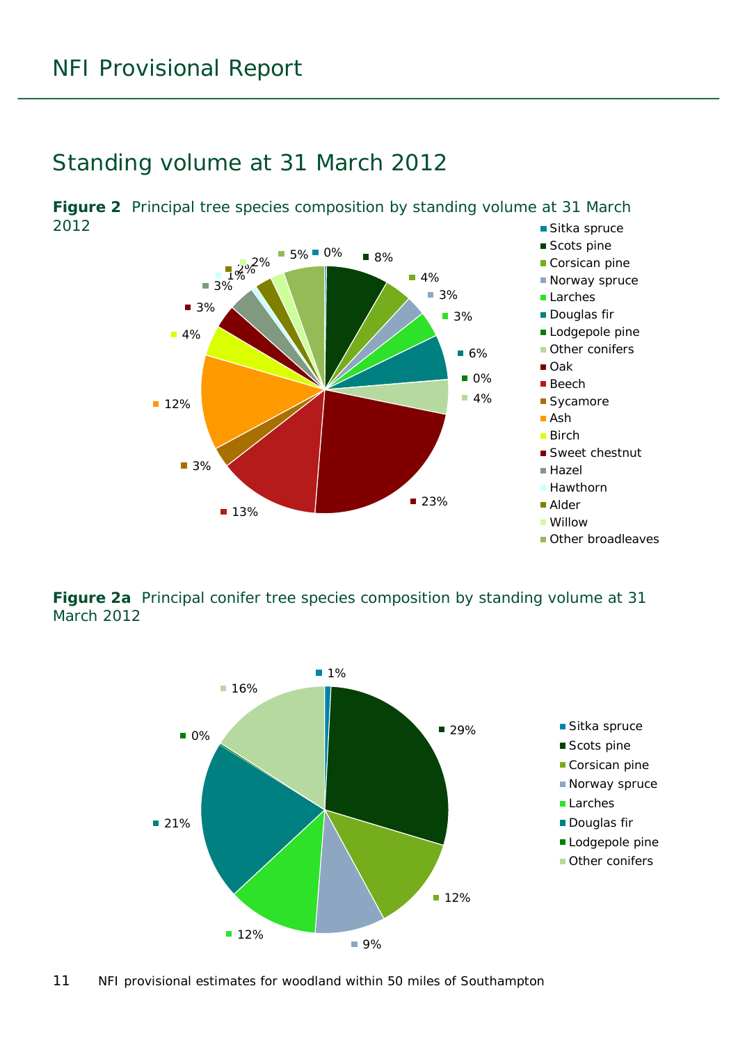## Standing volume at 31 March 2012

**Figure 2** Principal tree species composition by standing volume at 31 March 2012

**Figure 2a** Principal conifer tree species composition by standing volume at 31 March 2012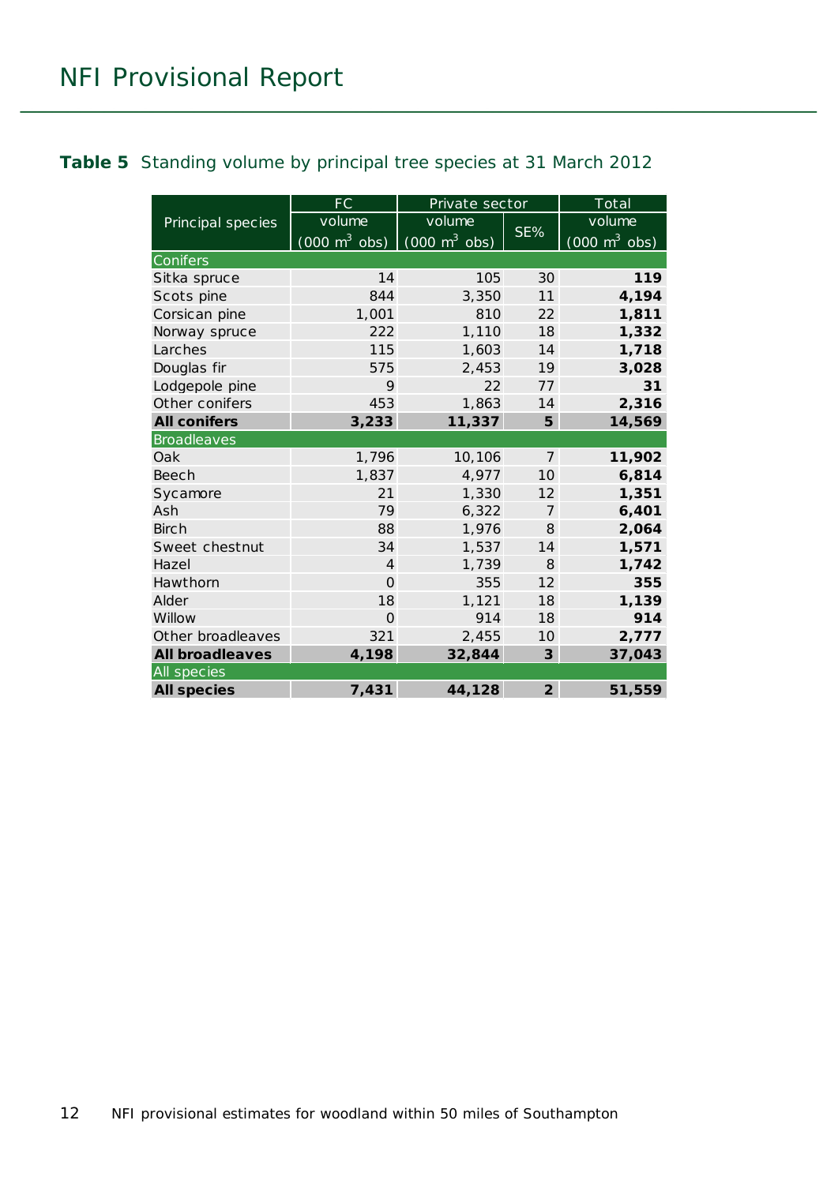**Table 5** Standing volume by principal tree species at 31 March 2012

| Principal species | FC volume (000 m$^3$ obs) | Private sector volume (000 m$^3$ obs) | Private sector SE% | Total volume (000 m$^3$ obs) |
|---|---|---|---|---|
| **Conifers** | | | | |
| Sitka spruce | 14 | 105 | 30 | **119** |
| Scots pine | 844 | 3,350 | 11 | **4,194** |
| Corsican pine | 1,001 | 810 | 22 | **1,811** |
| Norway spruce | 222 | 1,110 | 18 | **1,332** |
| Larches | 115 | 1,603 | 14 | **1,718** |
| Douglas fir | 575 | 2,453 | 19 | **3,028** |
| Lodgepole pine | 9 | 22 | 77 | **31** |
| Other conifers | 453 | 1,863 | 14 | **2,316** |
| **All conifers** | **3,233** | **11,337** | **5** | **14,569** |
| **Broadleaves** | | | | |
| Oak | 1,796 | 10,106 | 7 | **11,902** |
| Beech | 1,837 | 4,977 | 10 | **6,814** |
| Sycamore | 21 | 1,330 | 12 | **1,351** |
| Ash | 79 | 6,322 | 7 | **6,401** |
| Birch | 88 | 1,976 | 8 | **2,064** |
| Sweet chestnut | 34 | 1,537 | 14 | **1,571** |
| Hazel | 4 | 1,739 | 8 | **1,742** |
| Hawthorn | 0 | 355 | 12 | **355** |
| Alder | 18 | 1,121 | 18 | **1,139** |
| Willow | 0 | 914 | 18 | **914** |
| Other broadleaves | 321 | 2,455 | 10 | **2,777** |
| **All broadleaves** | **4,198** | **32,844** | **3** | **37,043** |
| **All species** | | | | |
| **All species** | **7,431** | **44,128** | **2** | **51,559** |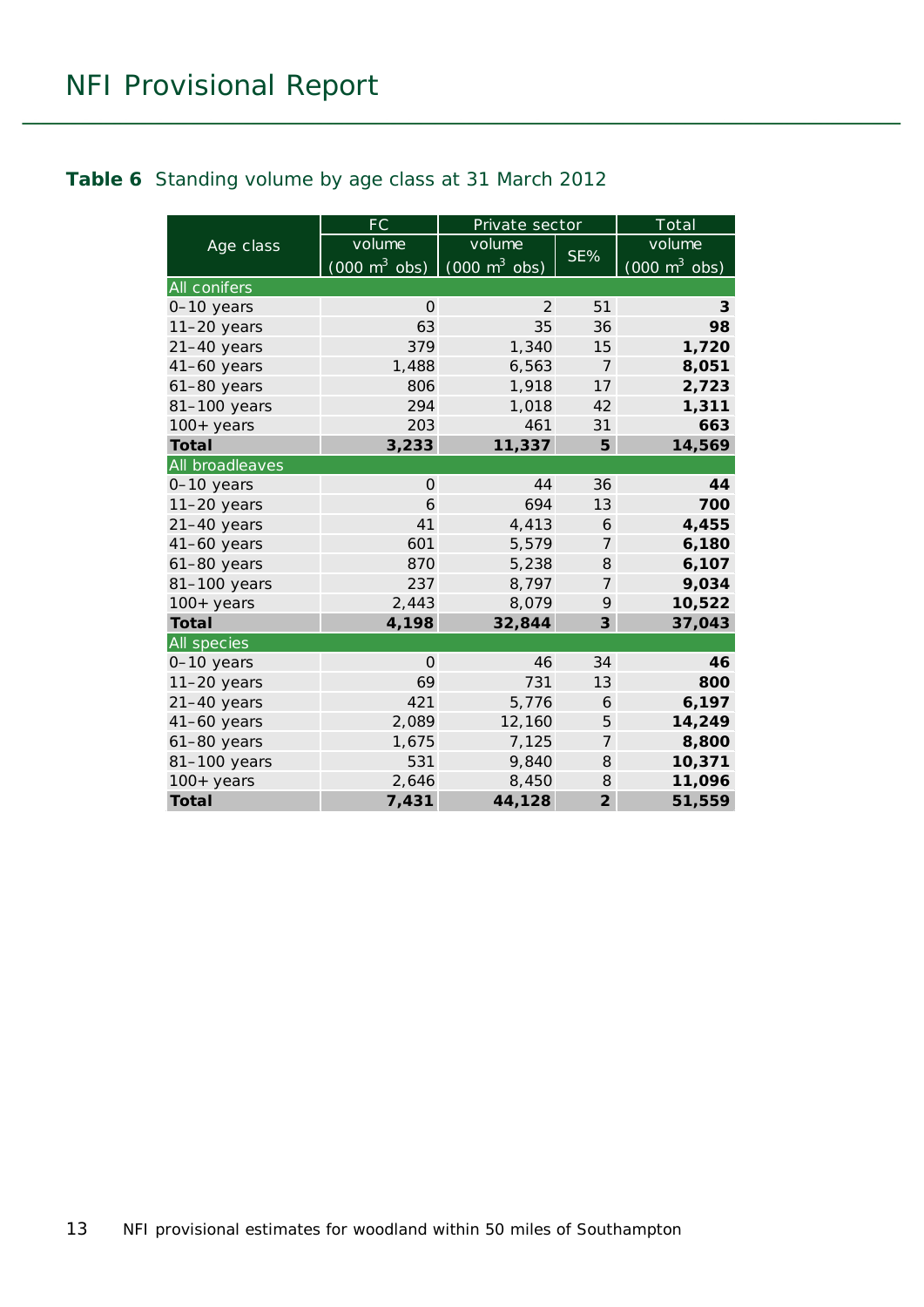**Table 6** Standing volume by age class at 31 March 2012

| Age class | FC | Private sector | | Total |
|---|---|---|---|---|
| | volume (000 $m^3$ obs) | volume (000 $m^3$ obs) | SE% | volume (000 $m^3$ obs) |
| All conifers | | | | |
| 0–10 years | 0 | 2 | 51 | **3** |
| 11–20 years | 63 | 35 | 36 | **98** |
| 21–40 years | 379 | 1,340 | 15 | **1,720** |
| 41–60 years | 1,488 | 6,563 | 7 | **8,051** |
| 61–80 years | 806 | 1,918 | 17 | **2,723** |
| 81–100 years | 294 | 1,018 | 42 | **1,311** |
| 100+ years | 203 | 461 | 31 | **663** |
| **Total** | **3,233** | **11,337** | **5** | **14,569** |
| All broadleaves | | | | |
| 0–10 years | 0 | 44 | 36 | **44** |
| 11–20 years | 6 | 694 | 13 | **700** |
| 21–40 years | 41 | 4,413 | 6 | **4,455** |
| 41–60 years | 601 | 5,579 | 7 | **6,180** |
| 61–80 years | 870 | 5,238 | 8 | **6,107** |
| 81–100 years | 237 | 8,797 | 7 | **9,034** |
| 100+ years | 2,443 | 8,079 | 9 | **10,522** |
| **Total** | **4,198** | **32,844** | **3** | **37,043** |
| All species | | | | |
| 0–10 years | 0 | 46 | 34 | **46** |
| 11–20 years | 69 | 731 | 13 | **800** |
| 21–40 years | 421 | 5,776 | 6 | **6,197** |
| 41–60 years | 2,089 | 12,160 | 5 | **14,249** |
| 61–80 years | 1,675 | 7,125 | 7 | **8,800** |
| 81–100 years | 531 | 9,840 | 8 | **10,371** |
| 100+ years | 2,646 | 8,450 | 8 | **11,096** |
| **Total** | **7,431** | **44,128** | **2** | **51,559** |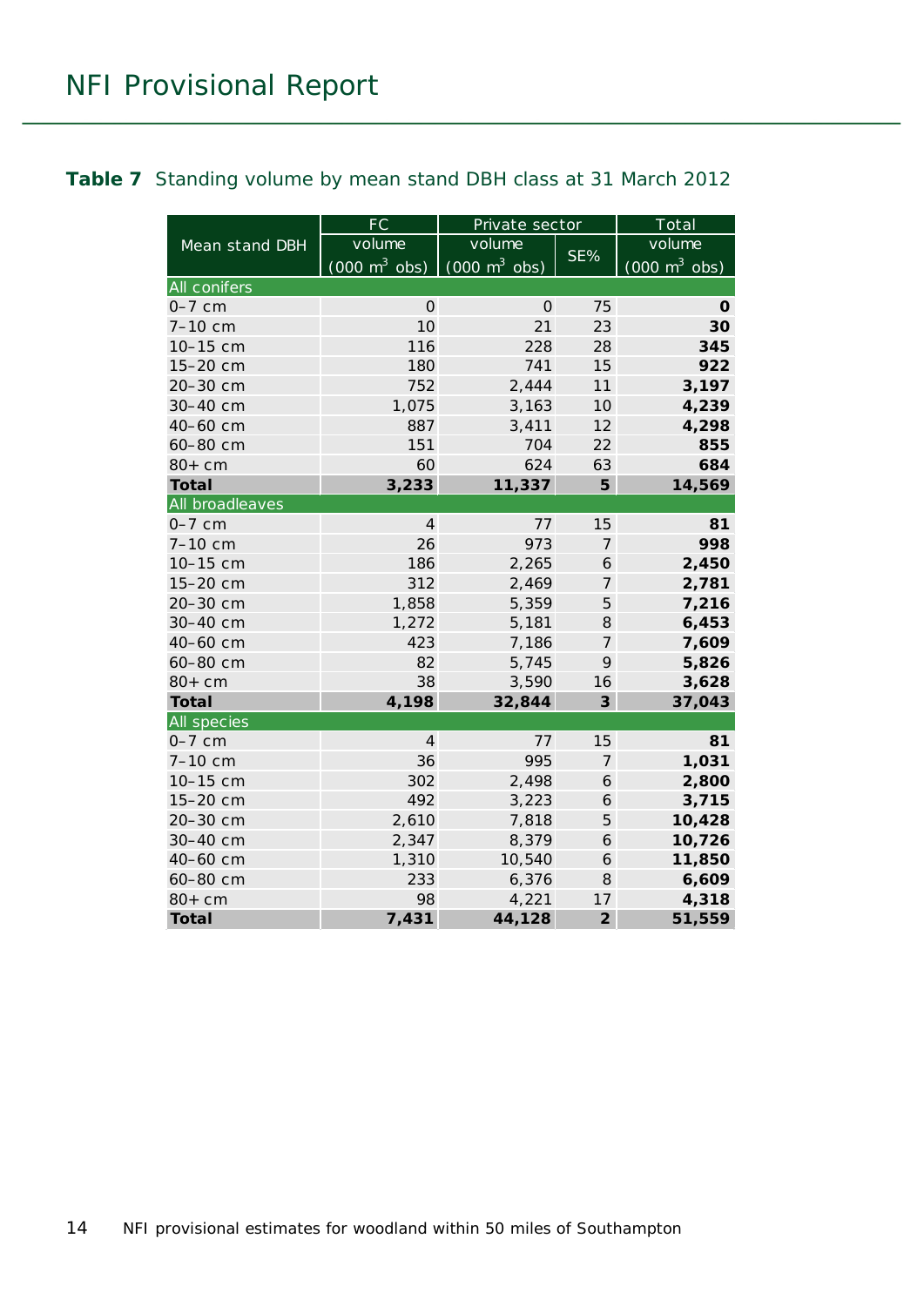**Table 7** Standing volume by mean stand DBH class at 31 March 2012

| Mean stand DBH | FC volume (000 $m^3$ obs) | Private sector volume (000 $m^3$ obs) | Private sector SE% | Total volume (000 $m^3$ obs) |
|---|---|---|---|---|
| **All conifers** | | | | |
| 0–7 cm | 0 | 0 | 75 | **0** |
| 7–10 cm | 10 | 21 | 23 | **30** |
| 10–15 cm | 116 | 228 | 28 | **345** |
| 15–20 cm | 180 | 741 | 15 | **922** |
| 20–30 cm | 752 | 2,444 | 11 | **3,197** |
| 30–40 cm | 1,075 | 3,163 | 10 | **4,239** |
| 40–60 cm | 887 | 3,411 | 12 | **4,298** |
| 60–80 cm | 151 | 704 | 22 | **855** |
| 80+ cm | 60 | 624 | 63 | **684** |
| **Total** | **3,233** | **11,337** | **5** | **14,569** |
| **All broadleaves** | | | | |
| 0–7 cm | 4 | 77 | 15 | **81** |
| 7–10 cm | 26 | 973 | 7 | **998** |
| 10–15 cm | 186 | 2,265 | 6 | **2,450** |
| 15–20 cm | 312 | 2,469 | 7 | **2,781** |
| 20–30 cm | 1,858 | 5,359 | 5 | **7,216** |
| 30–40 cm | 1,272 | 5,181 | 8 | **6,453** |
| 40–60 cm | 423 | 7,186 | 7 | **7,609** |
| 60–80 cm | 82 | 5,745 | 9 | **5,826** |
| 80+ cm | 38 | 3,590 | 16 | **3,628** |
| **Total** | **4,198** | **32,844** | **3** | **37,043** |
| **All species** | | | | |
| 0–7 cm | 4 | 77 | 15 | **81** |
| 7–10 cm | 36 | 995 | 7 | **1,031** |
| 10–15 cm | 302 | 2,498 | 6 | **2,800** |
| 15–20 cm | 492 | 3,223 | 6 | **3,715** |
| 20–30 cm | 2,610 | 7,818 | 5 | **10,428** |
| 30–40 cm | 2,347 | 8,379 | 6 | **10,726** |
| 40–60 cm | 1,310 | 10,540 | 6 | **11,850** |
| 60–80 cm | 233 | 6,376 | 8 | **6,609** |
| 80+ cm | 98 | 4,221 | 17 | **4,318** |
| **Total** | **7,431** | **44,128** | **2** | **51,559** |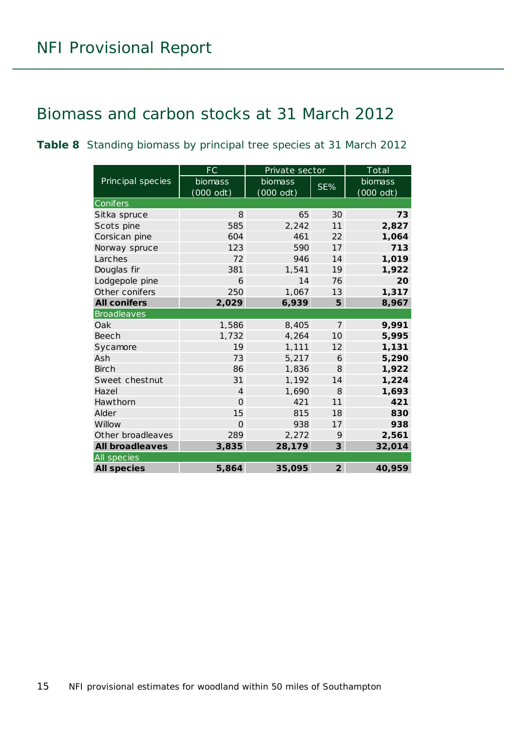## Biomass and carbon stocks at 31 March 2012

**Table 8** Standing biomass by principal tree species at 31 March 2012

| Principal species | FC | Private sector | | Total |
|---|---|---|---|---|
| | biomass (000 odt) | biomass (000 odt) | SE% | biomass (000 odt) |
| Conifers | | | | |
| Sitka spruce | 8 | 65 | 30 | **73** |
| Scots pine | 585 | 2,242 | 11 | **2,827** |
| Corsican pine | 604 | 461 | 22 | **1,064** |
| Norway spruce | 123 | 590 | 17 | **713** |
| Larches | 72 | 946 | 14 | **1,019** |
| Douglas fir | 381 | 1,541 | 19 | **1,922** |
| Lodgepole pine | 6 | 14 | 76 | **20** |
| Other conifers | 250 | 1,067 | 13 | **1,317** |
| **All conifers** | **2,029** | **6,939** | **5** | **8,967** |
| Broadleaves | | | | |
| Oak | 1,586 | 8,405 | 7 | **9,991** |
| Beech | 1,732 | 4,264 | 10 | **5,995** |
| Sycamore | 19 | 1,111 | 12 | **1,131** |
| Ash | 73 | 5,217 | 6 | **5,290** |
| Birch | 86 | 1,836 | 8 | **1,922** |
| Sweet chestnut | 31 | 1,192 | 14 | **1,224** |
| Hazel | 4 | 1,690 | 8 | **1,693** |
| Hawthorn | 0 | 421 | 11 | **421** |
| Alder | 15 | 815 | 18 | **830** |
| Willow | 0 | 938 | 17 | **938** |
| Other broadleaves | 289 | 2,272 | 9 | **2,561** |
| **All broadleaves** | **3,835** | **28,179** | **3** | **32,014** |
| All species | | | | |
| **All species** | **5,864** | **35,095** | **2** | **40,959** |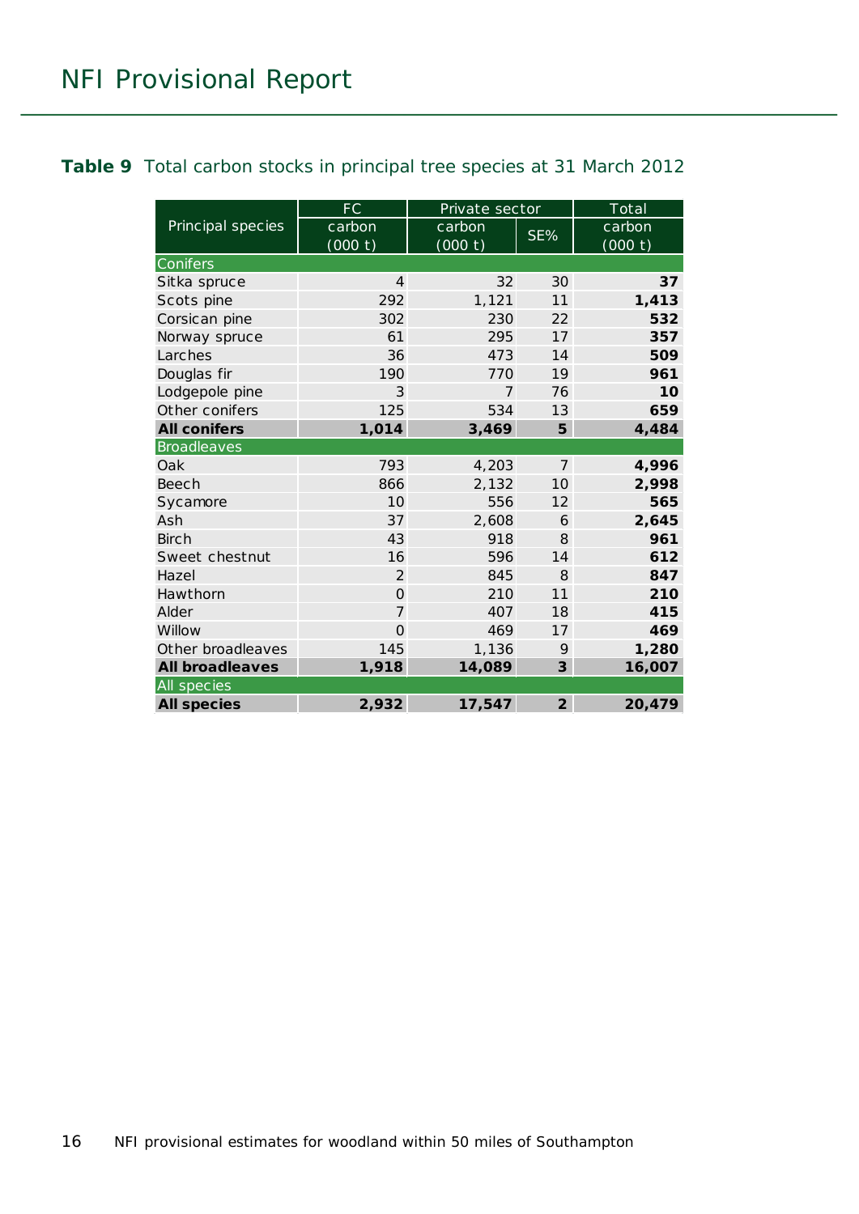**Table 9** Total carbon stocks in principal tree species at 31 March 2012

| Principal species | FC | Private sector | | Total |
|---|---|---|---|---|
| | carbon (000 t) | carbon (000 t) | SE% | carbon (000 t) |
| Conifers | | | | |
| Sitka spruce | 4 | 32 | 30 | **37** |
| Scots pine | 292 | 1,121 | 11 | **1,413** |
| Corsican pine | 302 | 230 | 22 | **532** |
| Norway spruce | 61 | 295 | 17 | **357** |
| Larches | 36 | 473 | 14 | **509** |
| Douglas fir | 190 | 770 | 19 | **961** |
| Lodgepole pine | 3 | 7 | 76 | **10** |
| Other conifers | 125 | 534 | 13 | **659** |
| **All conifers** | **1,014** | **3,469** | **5** | **4,484** |
| Broadleaves | | | | |
| Oak | 793 | 4,203 | 7 | **4,996** |
| Beech | 866 | 2,132 | 10 | **2,998** |
| Sycamore | 10 | 556 | 12 | **565** |
| Ash | 37 | 2,608 | 6 | **2,645** |
| Birch | 43 | 918 | 8 | **961** |
| Sweet chestnut | 16 | 596 | 14 | **612** |
| Hazel | 2 | 845 | 8 | **847** |
| Hawthorn | 0 | 210 | 11 | **210** |
| Alder | 7 | 407 | 18 | **415** |
| Willow | 0 | 469 | 17 | **469** |
| Other broadleaves | 145 | 1,136 | 9 | **1,280** |
| **All broadleaves** | **1,918** | **14,089** | **3** | **16,007** |
| All species | | | | |
| **All species** | **2,932** | **17,547** | **2** | **20,479** |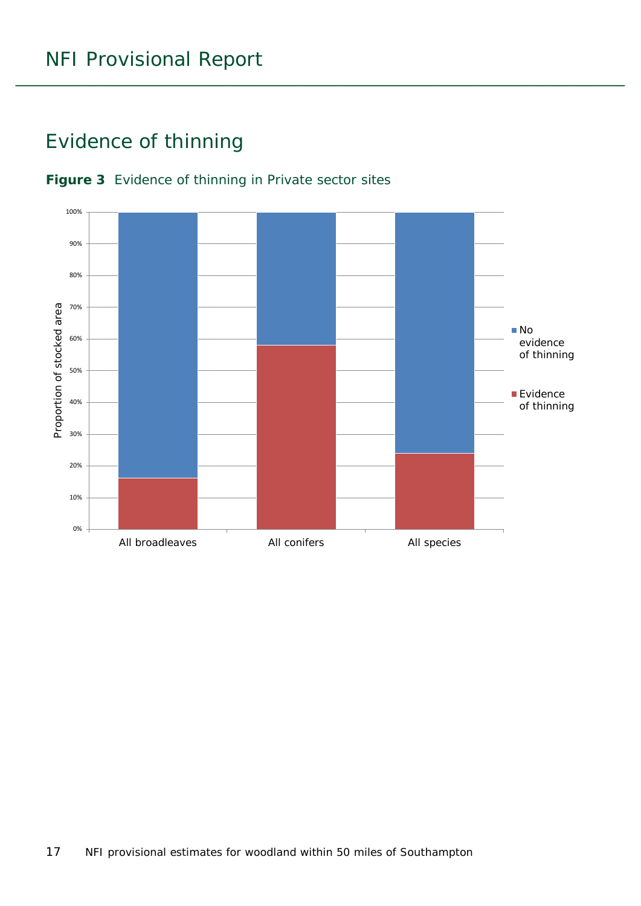# Evidence of thinning

**Figure 3** Evidence of thinning in Private sector sites

Proportion of stocked area

100%
90%
80%
70%
60%
50%
40%
30%
20%
10%
0%

All broadleaves | All conifers | All species

No evidence of thinning

Evidence of thinning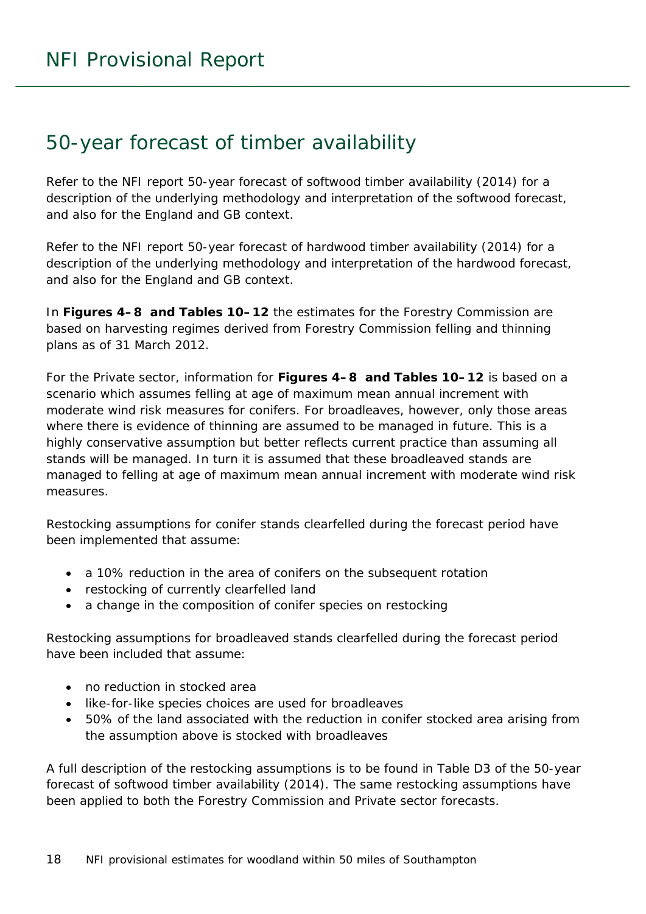## 50-year forecast of timber availability

Refer to the NFI report 50-year forecast of softwood timber availability (2014) for a description of the underlying methodology and interpretation of the softwood forecast, and also for the England and GB context.

Refer to the NFI report 50-year forecast of hardwood timber availability (2014) for a description of the underlying methodology and interpretation of the hardwood forecast, and also for the England and GB context.

In **Figures 4–8 and Tables 10–12** the estimates for the Forestry Commission are based on harvesting regimes derived from Forestry Commission felling and thinning plans as of 31 March 2012.

For the Private sector, information for **Figures 4–8 and Tables 10–12** is based on a scenario which assumes felling at age of maximum mean annual increment with moderate wind risk measures for conifers. For broadleaves, however, only those areas where there is evidence of thinning are assumed to be managed in future. This is a highly conservative assumption but better reflects current practice than assuming all stands will be managed. In turn it is assumed that these broadleaved stands are managed to felling at age of maximum mean annual increment with moderate wind risk measures.

Restocking assumptions for conifer stands clearfelled during the forecast period have been implemented that assume:

- a 10% reduction in the area of conifers on the subsequent rotation
- restocking of currently clearfelled land
- a change in the composition of conifer species on restocking

Restocking assumptions for broadleaved stands clearfelled during the forecast period have been included that assume:

- no reduction in stocked area
- like-for-like species choices are used for broadleaves
- 50% of the land associated with the reduction in conifer stocked area arising from the assumption above is stocked with broadleaves

A full description of the restocking assumptions is to be found in Table D3 of the 50-year forecast of softwood timber availability (2014). The same restocking assumptions have been applied to both the Forestry Commission and Private sector forecasts.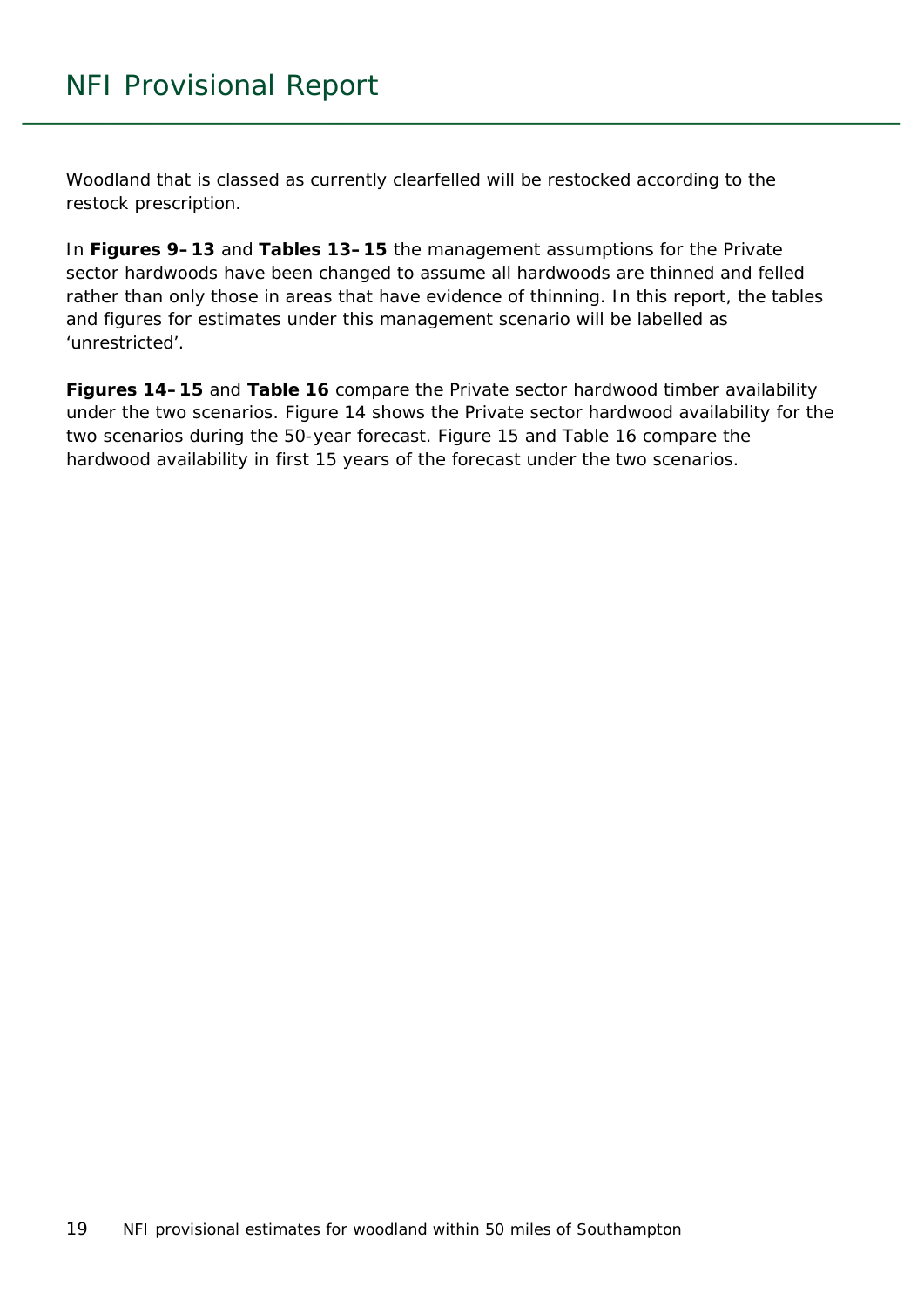Woodland that is classed as currently clearfelled will be restocked according to the restock prescription.

In **Figures 9–13** and **Tables 13–15** the management assumptions for the Private sector hardwoods have been changed to assume all hardwoods are thinned and felled rather than only those in areas that have evidence of thinning. In this report, the tables and figures for estimates under this management scenario will be labelled as 'unrestricted'.

**Figures 14–15** and **Table 16** compare the Private sector hardwood timber availability under the two scenarios. Figure 14 shows the Private sector hardwood availability for the two scenarios during the 50-year forecast. Figure 15 and Table 16 compare the hardwood availability in first 15 years of the forecast under the two scenarios.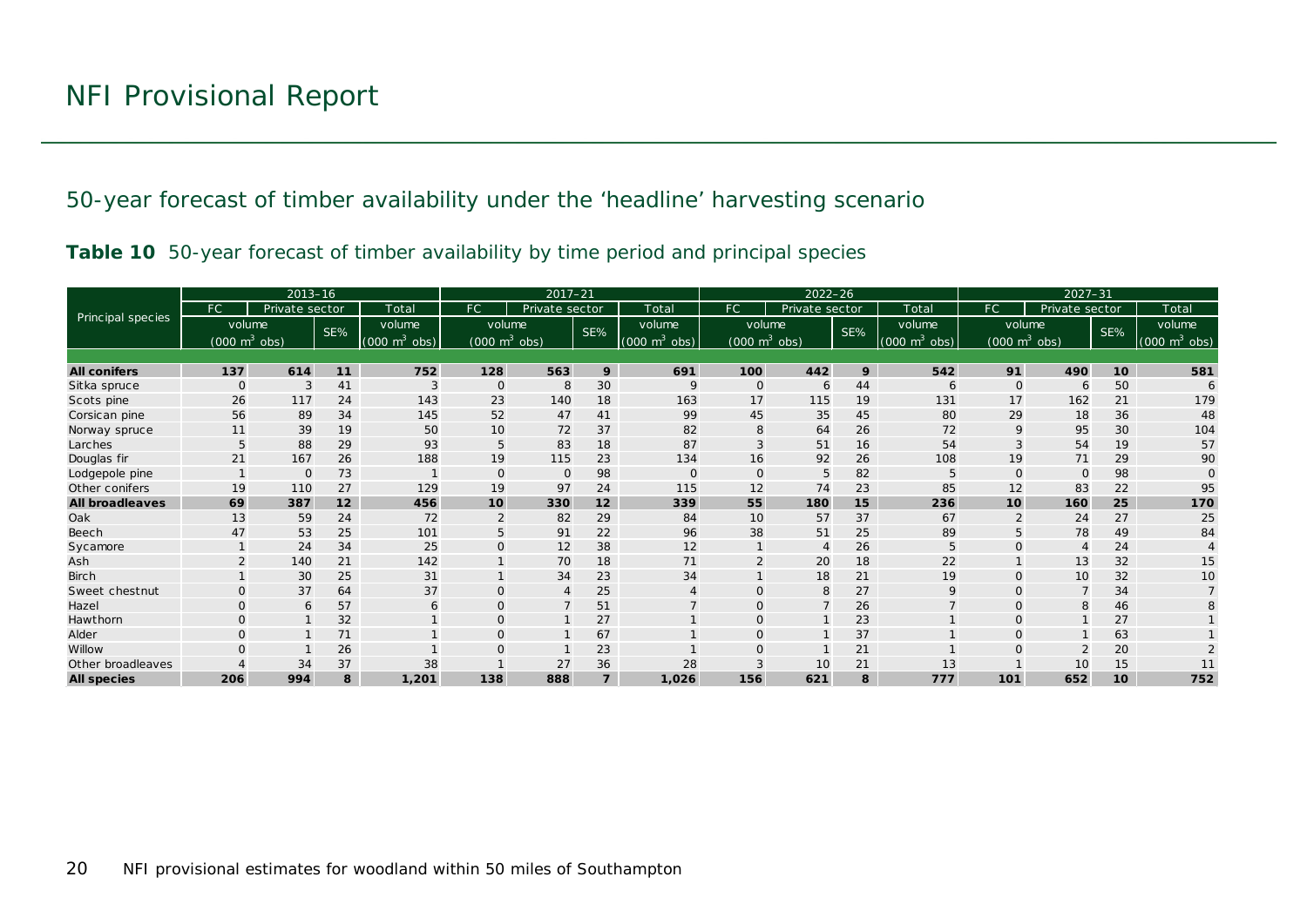## 50-year forecast of timber availability under the 'headline' harvesting scenario

**Table 10** 50-year forecast of timber availability by time period and principal species

| Principal species | 2013–16 | | | | 2017–21 | | | | 2022–26 | | | | 2027–31 | | | |
|---|---|---|---|---|---|---|---|---|---|---|---|---|---|---|---|---|
| | FC | Private sector | | Total | FC | Private sector | | Total | FC | Private sector | | Total | FC | Private sector | | Total |
| | volume ($000\ m^3$ obs) | | SE% | volume ($000\ m^3$ obs) | volume ($000\ m^3$ obs) | | SE% | volume ($000\ m^3$ obs) | volume ($000\ m^3$ obs) | | SE% | volume ($000\ m^3$ obs) | volume ($000\ m^3$ obs) | | SE% | volume ($000\ m^3$ obs) |
| **All conifers** | **137** | **614** | **11** | **752** | **128** | **563** | **9** | **691** | **100** | **442** | **9** | **542** | **91** | **490** | **10** | **581** |
| Sitka spruce | 0 | 3 | 41 | 3 | 0 | 8 | 30 | 9 | 0 | 6 | 44 | 6 | 0 | 6 | 50 | 6 |
| Scots pine | 26 | 117 | 24 | 143 | 23 | 140 | 18 | 163 | 17 | 115 | 19 | 131 | 17 | 162 | 21 | 179 |
| Corsican pine | 56 | 89 | 34 | 145 | 52 | 47 | 41 | 99 | 45 | 35 | 45 | 80 | 29 | 18 | 36 | 48 |
| Norway spruce | 11 | 39 | 19 | 50 | 10 | 72 | 37 | 82 | 8 | 64 | 26 | 72 | 9 | 95 | 30 | 104 |
| Larches | 5 | 88 | 29 | 93 | 5 | 83 | 18 | 87 | 3 | 51 | 16 | 54 | 3 | 54 | 19 | 57 |
| Douglas fir | 21 | 167 | 26 | 188 | 19 | 115 | 23 | 134 | 16 | 92 | 26 | 108 | 19 | 71 | 29 | 90 |
| Lodgepole pine | 1 | 0 | 73 | 1 | 0 | 0 | 98 | 0 | 0 | 5 | 82 | 5 | 0 | 0 | 98 | 0 |
| Other conifers | 19 | 110 | 27 | 129 | 19 | 97 | 24 | 115 | 12 | 74 | 23 | 85 | 12 | 83 | 22 | 95 |
| **All broadleaves** | **69** | **387** | **12** | **456** | **10** | **330** | **12** | **339** | **55** | **180** | **15** | **236** | **10** | **160** | **25** | **170** |
| Oak | 13 | 59 | 24 | 72 | 2 | 82 | 29 | 84 | 10 | 57 | 37 | 67 | 2 | 24 | 27 | 25 |
| Beech | 47 | 53 | 25 | 101 | 5 | 91 | 22 | 96 | 38 | 51 | 25 | 89 | 5 | 78 | 49 | 84 |
| Sycamore | 1 | 24 | 34 | 25 | 0 | 12 | 38 | 12 | 1 | 4 | 26 | 5 | 0 | 4 | 24 | 4 |
| Ash | 2 | 140 | 21 | 142 | 1 | 70 | 18 | 71 | 2 | 20 | 18 | 22 | 1 | 13 | 32 | 15 |
| Birch | 1 | 30 | 25 | 31 | 1 | 34 | 23 | 34 | 1 | 18 | 21 | 19 | 0 | 10 | 32 | 10 |
| Sweet chestnut | 0 | 37 | 64 | 37 | 0 | 4 | 25 | 4 | 0 | 8 | 27 | 9 | 0 | 7 | 34 | 7 |
| Hazel | 0 | 6 | 57 | 6 | 0 | 7 | 51 | 7 | 0 | 7 | 26 | 7 | 0 | 8 | 46 | 8 |
| Hawthorn | 0 | 1 | 32 | 1 | 0 | 1 | 27 | 1 | 0 | 1 | 23 | 1 | 0 | 1 | 27 | 1 |
| Alder | 0 | 1 | 71 | 1 | 0 | 1 | 67 | 1 | 0 | 1 | 37 | 1 | 0 | 1 | 63 | 1 |
| Willow | 0 | 1 | 26 | 1 | 0 | 1 | 23 | 1 | 0 | 1 | 21 | 1 | 0 | 2 | 20 | 2 |
| Other broadleaves | 4 | 34 | 37 | 38 | 1 | 27 | 36 | 28 | 3 | 10 | 21 | 13 | 1 | 10 | 15 | 11 |
| **All species** | **206** | **994** | **8** | **1,201** | **138** | **888** | **7** | **1,026** | **156** | **621** | **8** | **777** | **101** | **652** | **10** | **752** |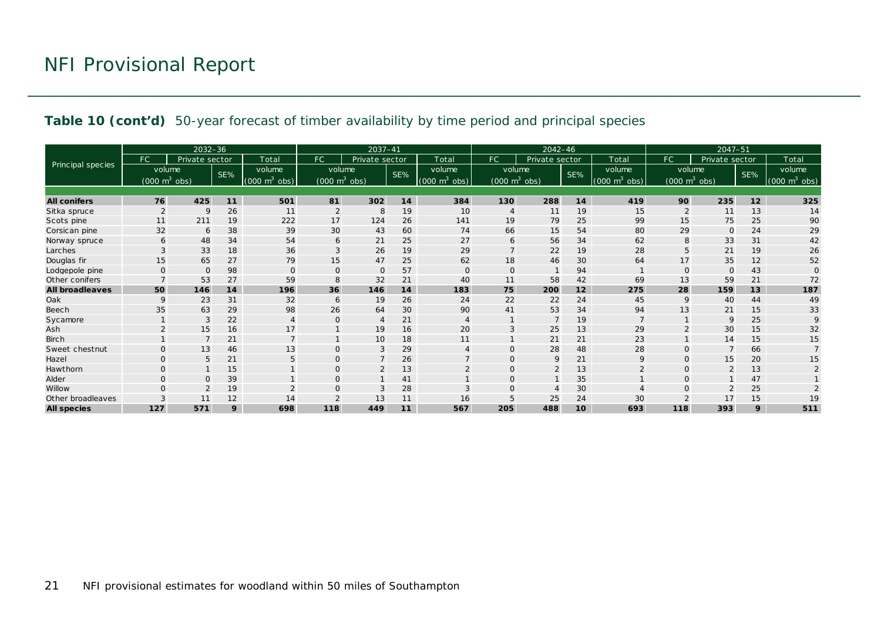# NFI Provisional Report

**Table 10 (cont'd)** 50-year forecast of timber availability by time period and principal species

| Principal species | 2032–36 | | | | 2037–41 | | | | 2042–46 | | | | 2047–51 | | | |
|---|---|---|---|---|---|---|---|---|---|---|---|---|---|---|---|---|
| | FC | Private sector | | Total | FC | Private sector | | Total | FC | Private sector | | Total | FC | Private sector | | Total |
| | volume ($000\ m^3$ obs) | | SE% | volume ($000\ m^3$ obs) | volume ($000\ m^3$ obs) | | SE% | volume ($000\ m^3$ obs) | volume ($000\ m^3$ obs) | | SE% | volume ($000\ m^3$ obs) | volume ($000\ m^3$ obs) | | SE% | volume ($000\ m^3$ obs) |
| **All conifers** | **76** | **425** | **11** | **501** | **81** | **302** | **14** | **384** | **130** | **288** | **14** | **419** | **90** | **235** | **12** | **325** |
| Sitka spruce | 2 | 9 | 26 | 11 | 2 | 8 | 19 | 10 | 4 | 11 | 19 | 15 | 2 | 11 | 13 | 14 |
| Scots pine | 11 | 211 | 19 | 222 | 17 | 124 | 26 | 141 | 19 | 79 | 25 | 99 | 15 | 75 | 25 | 90 |
| Corsican pine | 32 | 6 | 38 | 39 | 30 | 43 | 60 | 74 | 66 | 15 | 54 | 80 | 29 | 0 | 24 | 29 |
| Norway spruce | 6 | 48 | 34 | 54 | 6 | 21 | 25 | 27 | 6 | 56 | 34 | 62 | 8 | 33 | 31 | 42 |
| Larches | 3 | 33 | 18 | 36 | 3 | 26 | 19 | 29 | 7 | 22 | 19 | 28 | 5 | 21 | 19 | 26 |
| Douglas fir | 15 | 65 | 27 | 79 | 15 | 47 | 25 | 62 | 18 | 46 | 30 | 64 | 17 | 35 | 12 | 52 |
| Lodgepole pine | 0 | 0 | 98 | 0 | 0 | 0 | 57 | 0 | 0 | 1 | 94 | 1 | 0 | 0 | 43 | 0 |
| Other conifers | 7 | 53 | 27 | 59 | 8 | 32 | 21 | 40 | 11 | 58 | 42 | 69 | 13 | 59 | 21 | 72 |
| **All broadleaves** | **50** | **146** | **14** | **196** | **36** | **146** | **14** | **183** | **75** | **200** | **12** | **275** | **28** | **159** | **13** | **187** |
| Oak | 9 | 23 | 31 | 32 | 6 | 19 | 26 | 24 | 22 | 22 | 24 | 45 | 9 | 40 | 44 | 49 |
| Beech | 35 | 63 | 29 | 98 | 26 | 64 | 30 | 90 | 41 | 53 | 34 | 94 | 13 | 21 | 15 | 33 |
| Sycamore | 1 | 3 | 22 | 4 | 0 | 4 | 21 | 4 | 1 | 7 | 19 | 7 | 1 | 9 | 25 | 9 |
| Ash | 2 | 15 | 16 | 17 | 1 | 19 | 16 | 20 | 3 | 25 | 13 | 29 | 2 | 30 | 15 | 32 |
| Birch | 1 | 7 | 21 | 7 | 1 | 10 | 18 | 11 | 1 | 21 | 21 | 23 | 1 | 14 | 15 | 15 |
| Sweet chestnut | 0 | 13 | 46 | 13 | 0 | 3 | 29 | 4 | 0 | 28 | 48 | 28 | 0 | 7 | 66 | 7 |
| Hazel | 0 | 5 | 21 | 5 | 0 | 7 | 26 | 7 | 0 | 9 | 21 | 9 | 0 | 15 | 20 | 15 |
| Hawthorn | 0 | 1 | 15 | 1 | 0 | 2 | 13 | 2 | 0 | 2 | 13 | 2 | 0 | 2 | 13 | 2 |
| Alder | 0 | 0 | 39 | 1 | 0 | 1 | 41 | 1 | 0 | 1 | 35 | 1 | 0 | 1 | 47 | 1 |
| Willow | 0 | 2 | 19 | 2 | 0 | 3 | 28 | 3 | 0 | 4 | 30 | 4 | 0 | 2 | 25 | 2 |
| Other broadleaves | 3 | 11 | 12 | 14 | 2 | 13 | 11 | 16 | 5 | 25 | 24 | 30 | 2 | 17 | 15 | 19 |
| **All species** | **127** | **571** | **9** | **698** | **118** | **449** | **11** | **567** | **205** | **488** | **10** | **693** | **118** | **393** | **9** | **511** |

NFI provisional estimates for woodland within 50 miles of Southampton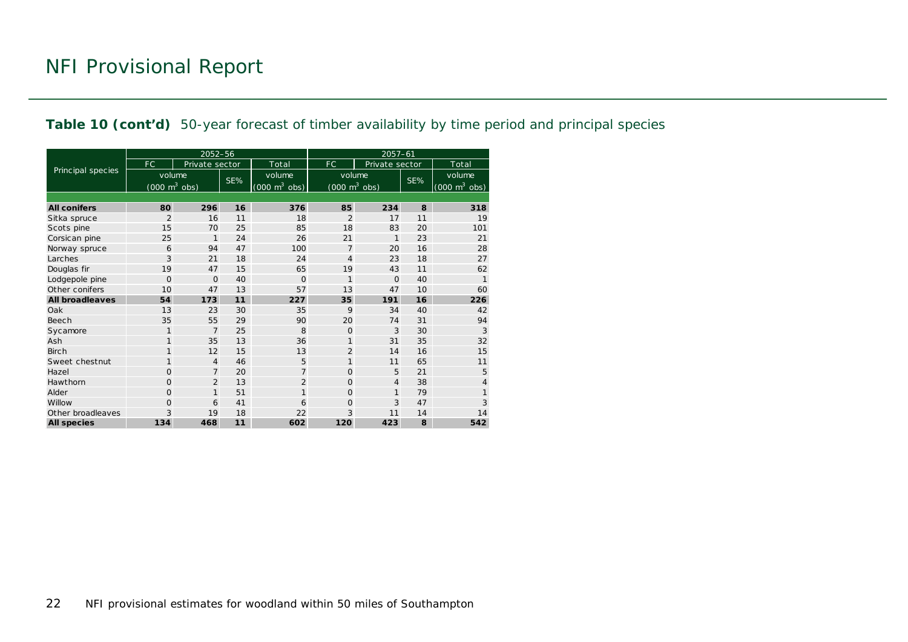**Table 10 (cont'd)** 50-year forecast of timber availability by time period and principal species

| Principal species | 2052–56 | | | | 2057–61 | | | |
|---|---|---|---|---|---|---|---|---|
| | FC | Private sector | | Total | FC | Private sector | | Total |
| | volume ($000\ m^3$ obs) | | SE% | volume ($000\ m^3$ obs) | volume ($000\ m^3$ obs) | | SE% | volume ($000\ m^3$ obs) |
| **All conifers** | **80** | **296** | **16** | **376** | **85** | **234** | **8** | **318** |
| Sitka spruce | 2 | 16 | 11 | 18 | 2 | 17 | 11 | 19 |
| Scots pine | 15 | 70 | 25 | 85 | 18 | 83 | 20 | 101 |
| Corsican pine | 25 | 1 | 24 | 26 | 21 | 1 | 23 | 21 |
| Norway spruce | 6 | 94 | 47 | 100 | 7 | 20 | 16 | 28 |
| Larches | 3 | 21 | 18 | 24 | 4 | 23 | 18 | 27 |
| Douglas fir | 19 | 47 | 15 | 65 | 19 | 43 | 11 | 62 |
| Lodgepole pine | 0 | 0 | 40 | 0 | 1 | 0 | 40 | 1 |
| Other conifers | 10 | 47 | 13 | 57 | 13 | 47 | 10 | 60 |
| **All broadleaves** | **54** | **173** | **11** | **227** | **35** | **191** | **16** | **226** |
| Oak | 13 | 23 | 30 | 35 | 9 | 34 | 40 | 42 |
| Beech | 35 | 55 | 29 | 90 | 20 | 74 | 31 | 94 |
| Sycamore | 1 | 7 | 25 | 8 | 0 | 3 | 30 | 3 |
| Ash | 1 | 35 | 13 | 36 | 1 | 31 | 35 | 32 |
| Birch | 1 | 12 | 15 | 13 | 2 | 14 | 16 | 15 |
| Sweet chestnut | 1 | 4 | 46 | 5 | 1 | 11 | 65 | 11 |
| Hazel | 0 | 7 | 20 | 7 | 0 | 5 | 21 | 5 |
| Hawthorn | 0 | 2 | 13 | 2 | 0 | 4 | 38 | 4 |
| Alder | 0 | 1 | 51 | 1 | 0 | 1 | 79 | 1 |
| Willow | 0 | 6 | 41 | 6 | 0 | 3 | 47 | 3 |
| Other broadleaves | 3 | 19 | 18 | 22 | 3 | 11 | 14 | 14 |
| **All species** | **134** | **468** | **11** | **602** | **120** | **423** | **8** | **542** |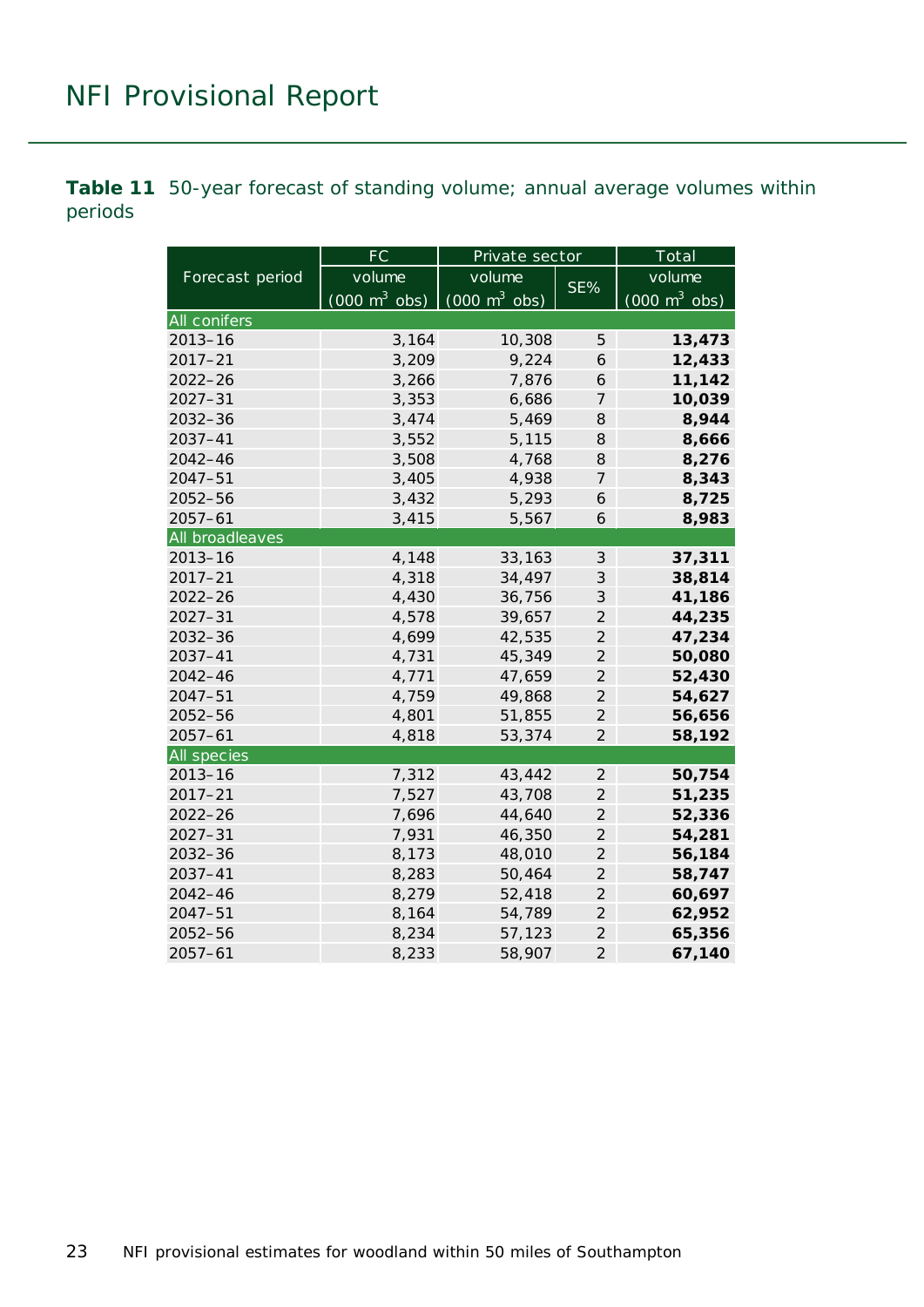**Table 11** 50-year forecast of standing volume; annual average volumes within periods

| Forecast period | FC | Private sector | | Total |
|---|---|---|---|---|
| | volume (000 $m^3$ obs) | volume (000 $m^3$ obs) | SE% | volume (000 $m^3$ obs) |
| **All conifers** | | | | |
| 2013–16 | 3,164 | 10,308 | 5 | **13,473** |
| 2017–21 | 3,209 | 9,224 | 6 | **12,433** |
| 2022–26 | 3,266 | 7,876 | 6 | **11,142** |
| 2027–31 | 3,353 | 6,686 | 7 | **10,039** |
| 2032–36 | 3,474 | 5,469 | 8 | **8,944** |
| 2037–41 | 3,552 | 5,115 | 8 | **8,666** |
| 2042–46 | 3,508 | 4,768 | 8 | **8,276** |
| 2047–51 | 3,405 | 4,938 | 7 | **8,343** |
| 2052–56 | 3,432 | 5,293 | 6 | **8,725** |
| 2057–61 | 3,415 | 5,567 | 6 | **8,983** |
| **All broadleaves** | | | | |
| 2013–16 | 4,148 | 33,163 | 3 | **37,311** |
| 2017–21 | 4,318 | 34,497 | 3 | **38,814** |
| 2022–26 | 4,430 | 36,756 | 3 | **41,186** |
| 2027–31 | 4,578 | 39,657 | 2 | **44,235** |
| 2032–36 | 4,699 | 42,535 | 2 | **47,234** |
| 2037–41 | 4,731 | 45,349 | 2 | **50,080** |
| 2042–46 | 4,771 | 47,659 | 2 | **52,430** |
| 2047–51 | 4,759 | 49,868 | 2 | **54,627** |
| 2052–56 | 4,801 | 51,855 | 2 | **56,656** |
| 2057–61 | 4,818 | 53,374 | 2 | **58,192** |
| **All species** | | | | |
| 2013–16 | 7,312 | 43,442 | 2 | **50,754** |
| 2017–21 | 7,527 | 43,708 | 2 | **51,235** |
| 2022–26 | 7,696 | 44,640 | 2 | **52,336** |
| 2027–31 | 7,931 | 46,350 | 2 | **54,281** |
| 2032–36 | 8,173 | 48,010 | 2 | **56,184** |
| 2037–41 | 8,283 | 50,464 | 2 | **58,747** |
| 2042–46 | 8,279 | 52,418 | 2 | **60,697** |
| 2047–51 | 8,164 | 54,789 | 2 | **62,952** |
| 2052–56 | 8,234 | 57,123 | 2 | **65,356** |
| 2057–61 | 8,233 | 58,907 | 2 | **67,140** |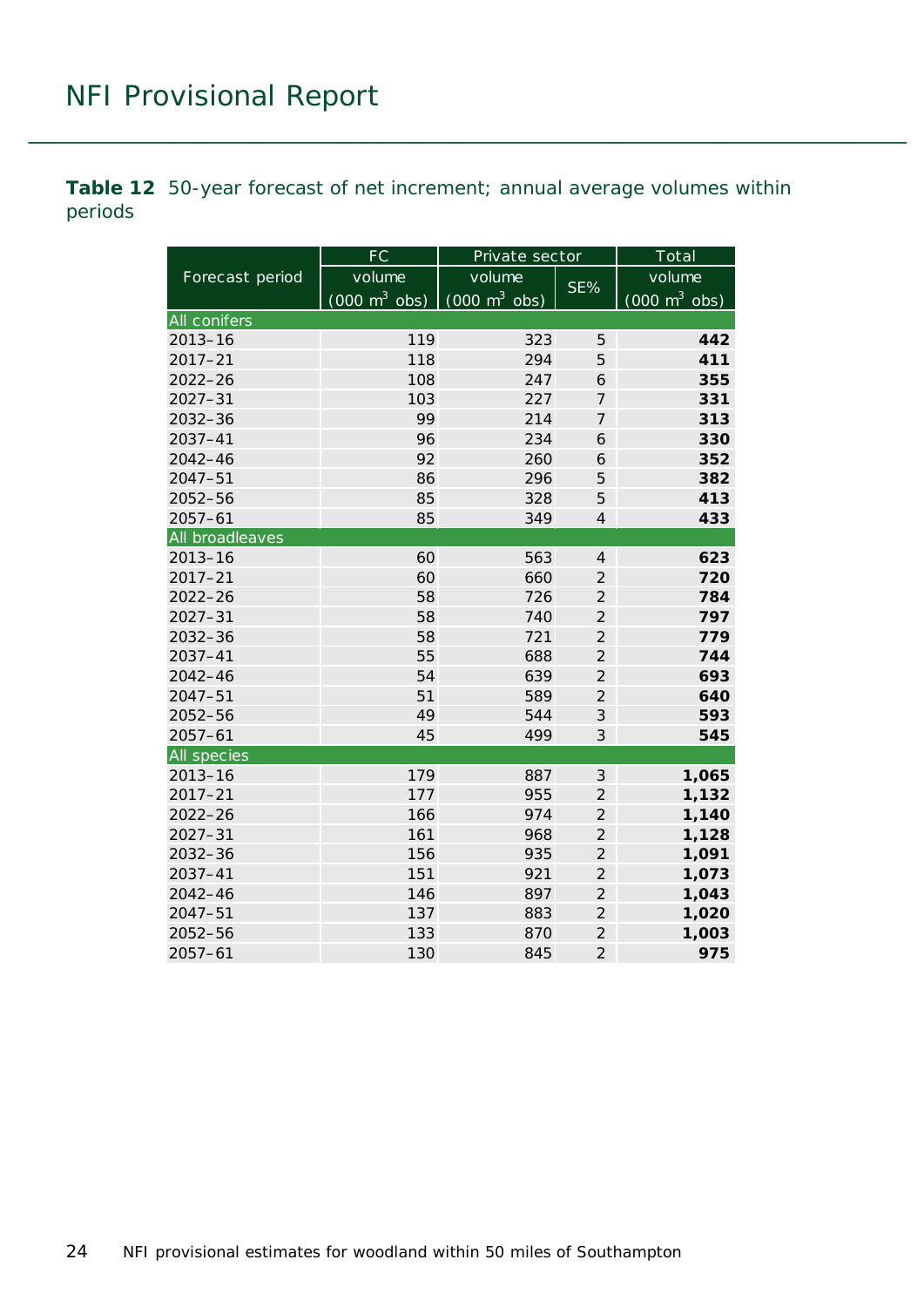**Table 12** 50-year forecast of net increment; annual average volumes within periods

| Forecast period | FC | Private sector | | Total |
|---|---|---|---|---|
| | volume (000 $m^3$ obs) | volume (000 $m^3$ obs) | SE% | volume (000 $m^3$ obs) |
| **All conifers** | | | | |
| 2013–16 | 119 | 323 | 5 | **442** |
| 2017–21 | 118 | 294 | 5 | **411** |
| 2022–26 | 108 | 247 | 6 | **355** |
| 2027–31 | 103 | 227 | 7 | **331** |
| 2032–36 | 99 | 214 | 7 | **313** |
| 2037–41 | 96 | 234 | 6 | **330** |
| 2042–46 | 92 | 260 | 6 | **352** |
| 2047–51 | 86 | 296 | 5 | **382** |
| 2052–56 | 85 | 328 | 5 | **413** |
| 2057–61 | 85 | 349 | 4 | **433** |
| **All broadleaves** | | | | |
| 2013–16 | 60 | 563 | 4 | **623** |
| 2017–21 | 60 | 660 | 2 | **720** |
| 2022–26 | 58 | 726 | 2 | **784** |
| 2027–31 | 58 | 740 | 2 | **797** |
| 2032–36 | 58 | 721 | 2 | **779** |
| 2037–41 | 55 | 688 | 2 | **744** |
| 2042–46 | 54 | 639 | 2 | **693** |
| 2047–51 | 51 | 589 | 2 | **640** |
| 2052–56 | 49 | 544 | 3 | **593** |
| 2057–61 | 45 | 499 | 3 | **545** |
| **All species** | | | | |
| 2013–16 | 179 | 887 | 3 | **1,065** |
| 2017–21 | 177 | 955 | 2 | **1,132** |
| 2022–26 | 166 | 974 | 2 | **1,140** |
| 2027–31 | 161 | 968 | 2 | **1,128** |
| 2032–36 | 156 | 935 | 2 | **1,091** |
| 2037–41 | 151 | 921 | 2 | **1,073** |
| 2042–46 | 146 | 897 | 2 | **1,043** |
| 2047–51 | 137 | 883 | 2 | **1,020** |
| 2052–56 | 133 | 870 | 2 | **1,003** |
| 2057–61 | 130 | 845 | 2 | **975** |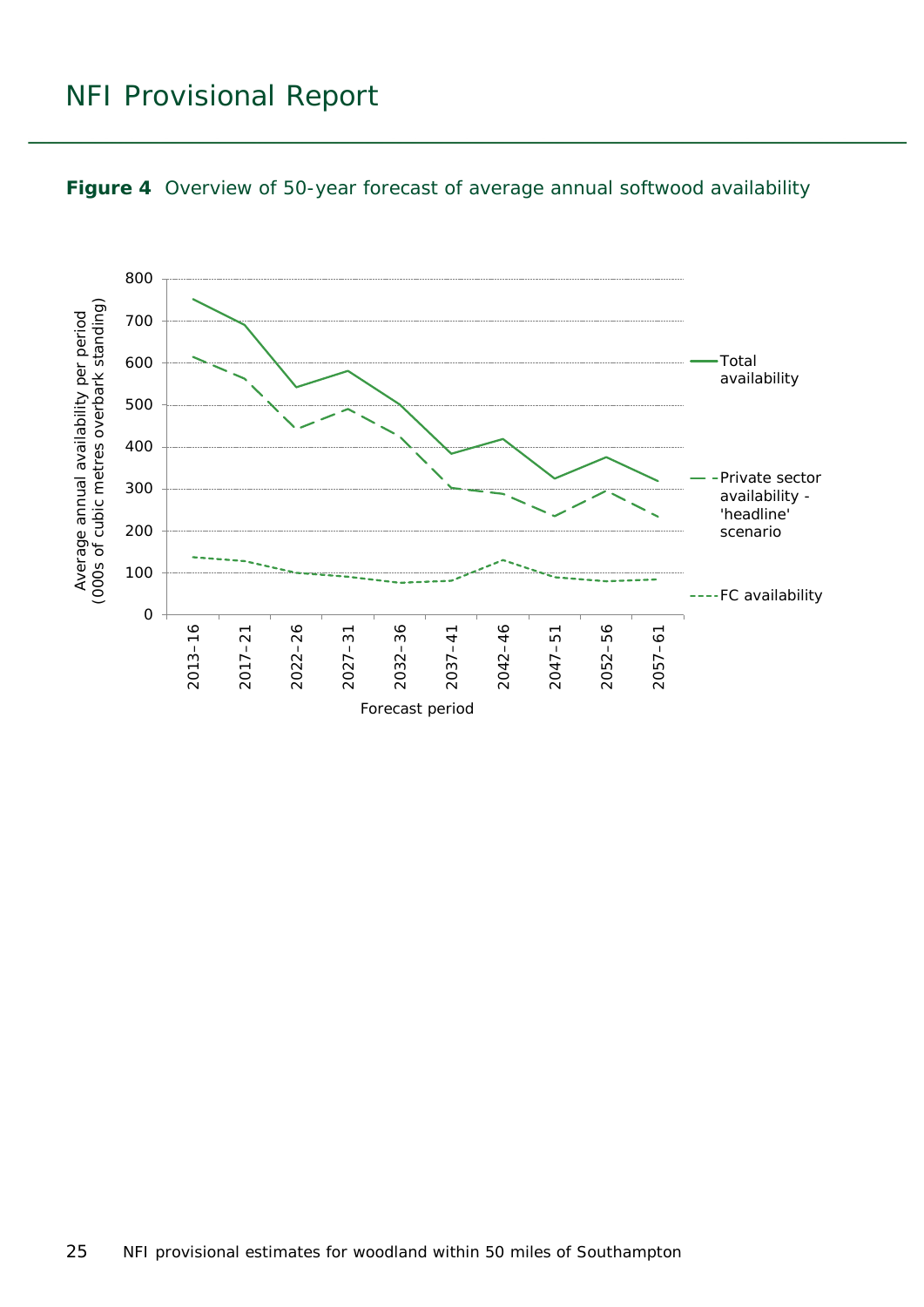**Figure 4** Overview of 50-year forecast of average annual softwood availability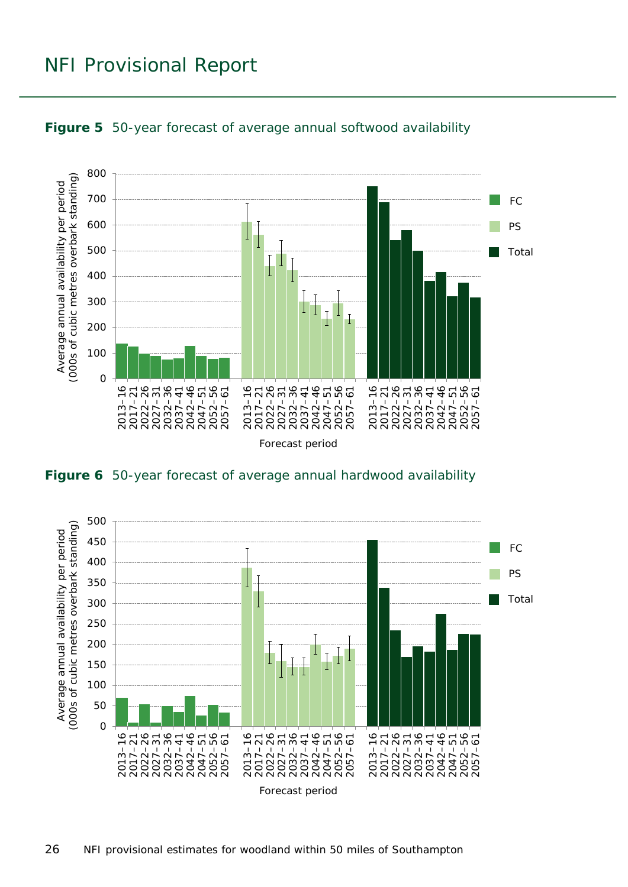**Figure 5** 50-year forecast of average annual softwood availability

**Figure 6** 50-year forecast of average annual hardwood availability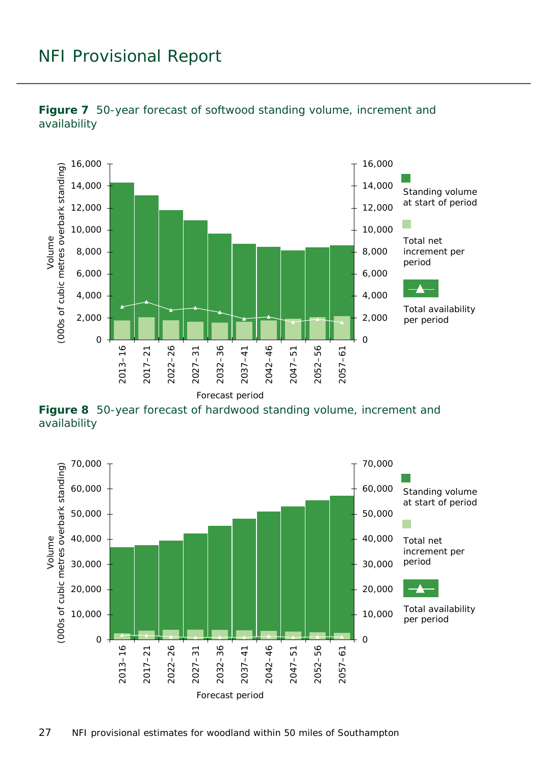**Figure 7** 50-year forecast of softwood standing volume, increment and availability

**Figure 8** 50-year forecast of hardwood standing volume, increment and availability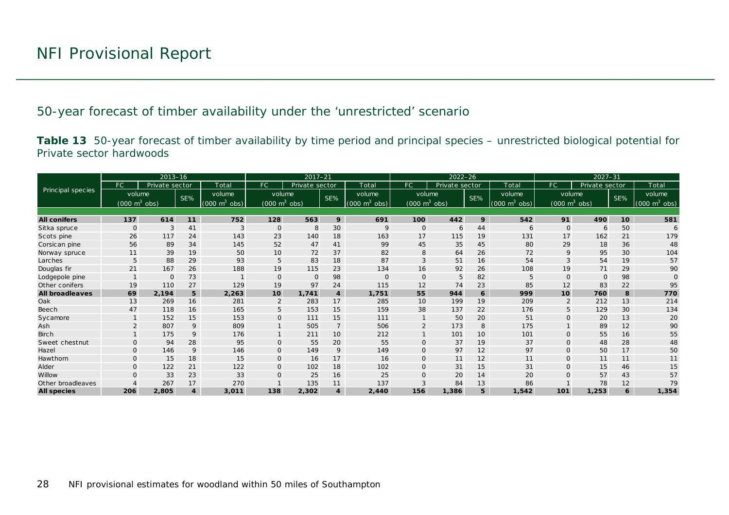# NFI Provisional Report

## 50-year forecast of timber availability under the 'unrestricted' scenario

**Table 13** 50-year forecast of timber availability by time period and principal species – unrestricted biological potential for Private sector hardwoods

| Principal species | 2013–16 | | | | 2017–21 | | | | 2022–26 | | | | 2027–31 | | | |
|---|---|---|---|---|---|---|---|---|---|---|---|---|---|---|---|---|
| | FC | Private sector | | Total | FC | Private sector | | Total | FC | Private sector | | Total | FC | Private sector | | Total |
| | volume ($000\ m^3$ obs) | | SE% | volume ($000\ m^3$ obs) | volume ($000\ m^3$ obs) | | SE% | volume ($000\ m^3$ obs) | volume ($000\ m^3$ obs) | | SE% | volume ($000\ m^3$ obs) | volume ($000\ m^3$ obs) | | SE% | volume ($000\ m^3$ obs) |
| **All conifers** | **137** | **614** | **11** | **752** | **128** | **563** | **9** | **691** | **100** | **442** | **9** | **542** | **91** | **490** | **10** | **581** |
| Sitka spruce | 0 | 3 | 41 | 3 | 0 | 8 | 30 | 9 | 0 | 6 | 44 | 6 | 0 | 6 | 50 | 6 |
| Scots pine | 26 | 117 | 24 | 143 | 23 | 140 | 18 | 163 | 17 | 115 | 19 | 131 | 17 | 162 | 21 | 179 |
| Corsican pine | 56 | 89 | 34 | 145 | 52 | 47 | 41 | 99 | 45 | 35 | 45 | 80 | 29 | 18 | 36 | 48 |
| Norway spruce | 11 | 39 | 19 | 50 | 10 | 72 | 37 | 82 | 8 | 64 | 26 | 72 | 9 | 95 | 30 | 104 |
| Larches | 5 | 88 | 29 | 93 | 5 | 83 | 18 | 87 | 3 | 51 | 16 | 54 | 3 | 54 | 19 | 57 |
| Douglas fir | 21 | 167 | 26 | 188 | 19 | 115 | 23 | 134 | 16 | 92 | 26 | 108 | 19 | 71 | 29 | 90 |
| Lodgepole pine | 1 | 0 | 73 | 1 | 0 | 0 | 98 | 0 | 0 | 5 | 82 | 5 | 0 | 0 | 98 | 0 |
| Other conifers | 19 | 110 | 27 | 129 | 19 | 97 | 24 | 115 | 12 | 74 | 23 | 85 | 12 | 83 | 22 | 95 |
| **All broadleaves** | **69** | **2,194** | **5** | **2,263** | **10** | **1,741** | **4** | **1,751** | **55** | **944** | **6** | **999** | **10** | **760** | **8** | **770** |
| Oak | 13 | 269 | 16 | 281 | 2 | 283 | 17 | 285 | 10 | 199 | 19 | 209 | 2 | 212 | 13 | 214 |
| Beech | 47 | 118 | 16 | 165 | 5 | 153 | 15 | 159 | 38 | 137 | 22 | 176 | 5 | 129 | 30 | 134 |
| Sycamore | 1 | 152 | 15 | 153 | 0 | 111 | 15 | 111 | 1 | 50 | 20 | 51 | 0 | 20 | 13 | 20 |
| Ash | 2 | 807 | 9 | 809 | 1 | 505 | 7 | 506 | 2 | 173 | 8 | 175 | 1 | 89 | 12 | 90 |
| Birch | 1 | 175 | 9 | 176 | 1 | 211 | 10 | 212 | 1 | 101 | 10 | 101 | 0 | 55 | 16 | 55 |
| Sweet chestnut | 0 | 94 | 28 | 95 | 0 | 55 | 20 | 55 | 0 | 37 | 19 | 37 | 0 | 48 | 28 | 48 |
| Hazel | 0 | 146 | 9 | 146 | 0 | 149 | 9 | 149 | 0 | 97 | 12 | 97 | 0 | 50 | 17 | 50 |
| Hawthorn | 0 | 15 | 18 | 15 | 0 | 16 | 17 | 16 | 0 | 11 | 12 | 11 | 0 | 11 | 11 | 11 |
| Alder | 0 | 122 | 21 | 122 | 0 | 102 | 18 | 102 | 0 | 31 | 15 | 31 | 0 | 15 | 46 | 15 |
| Willow | 0 | 33 | 23 | 33 | 0 | 25 | 16 | 25 | 0 | 20 | 14 | 20 | 0 | 57 | 43 | 57 |
| Other broadleaves | 4 | 267 | 17 | 270 | 1 | 135 | 11 | 137 | 3 | 84 | 13 | 86 | 1 | 78 | 12 | 79 |
| **All species** | **206** | **2,805** | **4** | **3,011** | **138** | **2,302** | **4** | **2,440** | **156** | **1,386** | **5** | **1,542** | **101** | **1,253** | **6** | **1,354** |

NFI provisional estimates for woodland within 50 miles of Southampton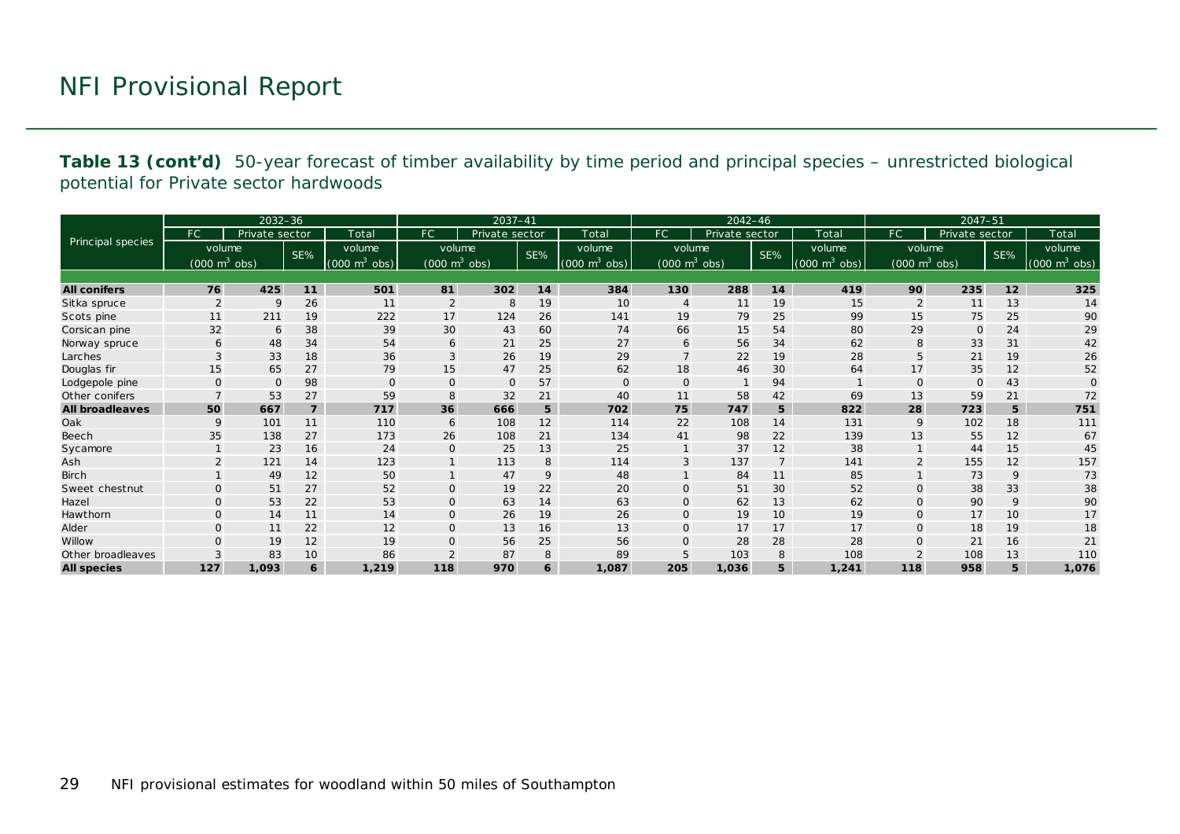## NFI Provisional Report

**Table 13 (cont'd)** 50-year forecast of timber availability by time period and principal species – unrestricted biological potential for Private sector hardwoods

| Principal species | 2032–36 | | | | 2037–41 | | | | 2042–46 | | | | 2047–51 | | | |
|---|---|---|---|---|---|---|---|---|---|---|---|---|---|---|---|---|
| | FC | Private sector | | Total | FC | Private sector | | Total | FC | Private sector | | Total | FC | Private sector | | Total |
| | volume ($000\ m^3$ obs) | | SE% | volume ($000\ m^3$ obs) | volume ($000\ m^3$ obs) | | SE% | volume ($000\ m^3$ obs) | volume ($000\ m^3$ obs) | | SE% | volume ($000\ m^3$ obs) | volume ($000\ m^3$ obs) | | SE% | volume ($000\ m^3$ obs) |
| **All conifers** | **76** | **425** | **11** | **501** | **81** | **302** | **14** | **384** | **130** | **288** | **14** | **419** | **90** | **235** | **12** | **325** |
| Sitka spruce | 2 | 9 | 26 | 11 | 2 | 8 | 19 | 10 | 4 | 11 | 19 | 15 | 2 | 11 | 13 | 14 |
| Scots pine | 11 | 211 | 19 | 222 | 17 | 124 | 26 | 141 | 19 | 79 | 25 | 99 | 15 | 75 | 25 | 90 |
| Corsican pine | 32 | 6 | 38 | 39 | 30 | 43 | 60 | 74 | 66 | 15 | 54 | 80 | 29 | 0 | 24 | 29 |
| Norway spruce | 6 | 48 | 34 | 54 | 6 | 21 | 25 | 27 | 6 | 56 | 34 | 62 | 8 | 33 | 31 | 42 |
| Larches | 3 | 33 | 18 | 36 | 3 | 26 | 19 | 29 | 7 | 22 | 19 | 28 | 5 | 21 | 19 | 26 |
| Douglas fir | 15 | 65 | 27 | 79 | 15 | 47 | 25 | 62 | 18 | 46 | 30 | 64 | 17 | 35 | 12 | 52 |
| Lodgepole pine | 0 | 0 | 98 | 0 | 0 | 0 | 57 | 0 | 0 | 1 | 94 | 1 | 0 | 0 | 43 | 0 |
| Other conifers | 7 | 53 | 27 | 59 | 8 | 32 | 21 | 40 | 11 | 58 | 42 | 69 | 13 | 59 | 21 | 72 |
| **All broadleaves** | **50** | **667** | **7** | **717** | **36** | **666** | **5** | **702** | **75** | **747** | **5** | **822** | **28** | **723** | **5** | **751** |
| Oak | 9 | 101 | 11 | 110 | 6 | 108 | 12 | 114 | 22 | 108 | 14 | 131 | 9 | 102 | 18 | 111 |
| Beech | 35 | 138 | 27 | 173 | 26 | 108 | 21 | 134 | 41 | 98 | 22 | 139 | 13 | 55 | 12 | 67 |
| Sycamore | 1 | 23 | 16 | 24 | 0 | 25 | 13 | 25 | 1 | 37 | 12 | 38 | 1 | 44 | 15 | 45 |
| Ash | 2 | 121 | 14 | 123 | 1 | 113 | 8 | 114 | 3 | 137 | 7 | 141 | 2 | 155 | 12 | 157 |
| Birch | 1 | 49 | 12 | 50 | 1 | 47 | 9 | 48 | 1 | 84 | 11 | 85 | 1 | 73 | 9 | 73 |
| Sweet chestnut | 0 | 51 | 27 | 52 | 0 | 19 | 22 | 20 | 0 | 51 | 30 | 52 | 0 | 38 | 33 | 38 |
| Hazel | 0 | 53 | 22 | 53 | 0 | 63 | 14 | 63 | 0 | 62 | 13 | 62 | 0 | 90 | 9 | 90 |
| Hawthorn | 0 | 14 | 11 | 14 | 0 | 26 | 19 | 26 | 0 | 19 | 10 | 19 | 0 | 17 | 10 | 17 |
| Alder | 0 | 11 | 22 | 12 | 0 | 13 | 16 | 13 | 0 | 17 | 17 | 17 | 0 | 18 | 19 | 18 |
| Willow | 0 | 19 | 12 | 19 | 0 | 56 | 25 | 56 | 0 | 28 | 28 | 28 | 0 | 21 | 16 | 21 |
| Other broadleaves | 3 | 83 | 10 | 86 | 2 | 87 | 8 | 89 | 5 | 103 | 8 | 108 | 2 | 108 | 13 | 110 |
| **All species** | **127** | **1,093** | **6** | **1,219** | **118** | **970** | **6** | **1,087** | **205** | **1,036** | **5** | **1,241** | **118** | **958** | **5** | **1,076** |

NFI provisional estimates for woodland within 50 miles of Southampton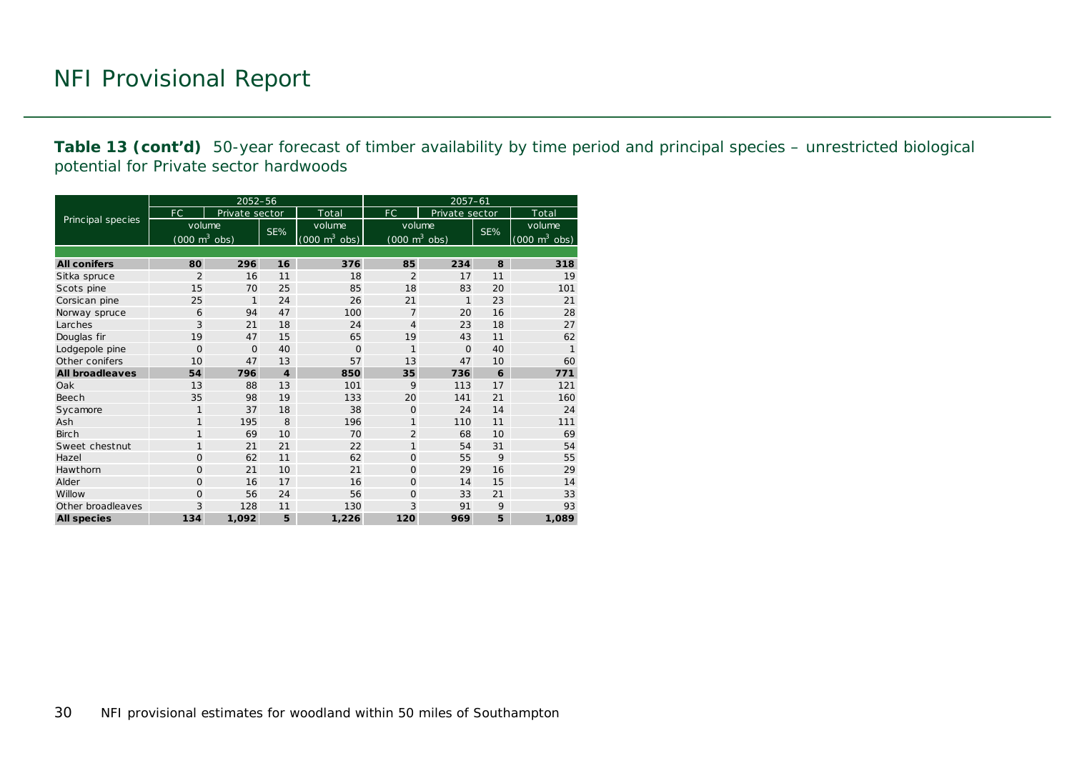# NFI Provisional Report

**Table 13 (cont'd)** 50-year forecast of timber availability by time period and principal species – unrestricted biological potential for Private sector hardwoods

| Principal species | 2052–56 | | | | 2057–61 | | | |
|---|---|---|---|---|---|---|---|---|
| | FC | Private sector | | Total | FC | Private sector | | Total |
| | volume ($000\ m^3$ obs) | | SE% | volume ($000\ m^3$ obs) | volume ($000\ m^3$ obs) | | SE% | volume ($000\ m^3$ obs) |
| **All conifers** | **80** | **296** | **16** | **376** | **85** | **234** | **8** | **318** |
| Sitka spruce | 2 | 16 | 11 | 18 | 2 | 17 | 11 | 19 |
| Scots pine | 15 | 70 | 25 | 85 | 18 | 83 | 20 | 101 |
| Corsican pine | 25 | 1 | 24 | 26 | 21 | 1 | 23 | 21 |
| Norway spruce | 6 | 94 | 47 | 100 | 7 | 20 | 16 | 28 |
| Larches | 3 | 21 | 18 | 24 | 4 | 23 | 18 | 27 |
| Douglas fir | 19 | 47 | 15 | 65 | 19 | 43 | 11 | 62 |
| Lodgepole pine | 0 | 0 | 40 | 0 | 1 | 0 | 40 | 1 |
| Other conifers | 10 | 47 | 13 | 57 | 13 | 47 | 10 | 60 |
| **All broadleaves** | **54** | **796** | **4** | **850** | **35** | **736** | **6** | **771** |
| Oak | 13 | 88 | 13 | 101 | 9 | 113 | 17 | 121 |
| Beech | 35 | 98 | 19 | 133 | 20 | 141 | 21 | 160 |
| Sycamore | 1 | 37 | 18 | 38 | 0 | 24 | 14 | 24 |
| Ash | 1 | 195 | 8 | 196 | 1 | 110 | 11 | 111 |
| Birch | 1 | 69 | 10 | 70 | 2 | 68 | 10 | 69 |
| Sweet chestnut | 1 | 21 | 21 | 22 | 1 | 54 | 31 | 54 |
| Hazel | 0 | 62 | 11 | 62 | 0 | 55 | 9 | 55 |
| Hawthorn | 0 | 21 | 10 | 21 | 0 | 29 | 16 | 29 |
| Alder | 0 | 16 | 17 | 16 | 0 | 14 | 15 | 14 |
| Willow | 0 | 56 | 24 | 56 | 0 | 33 | 21 | 33 |
| Other broadleaves | 3 | 128 | 11 | 130 | 3 | 91 | 9 | 93 |
| **All species** | **134** | **1,092** | **5** | **1,226** | **120** | **969** | **5** | **1,089** |

NFI provisional estimates for woodland within 50 miles of Southampton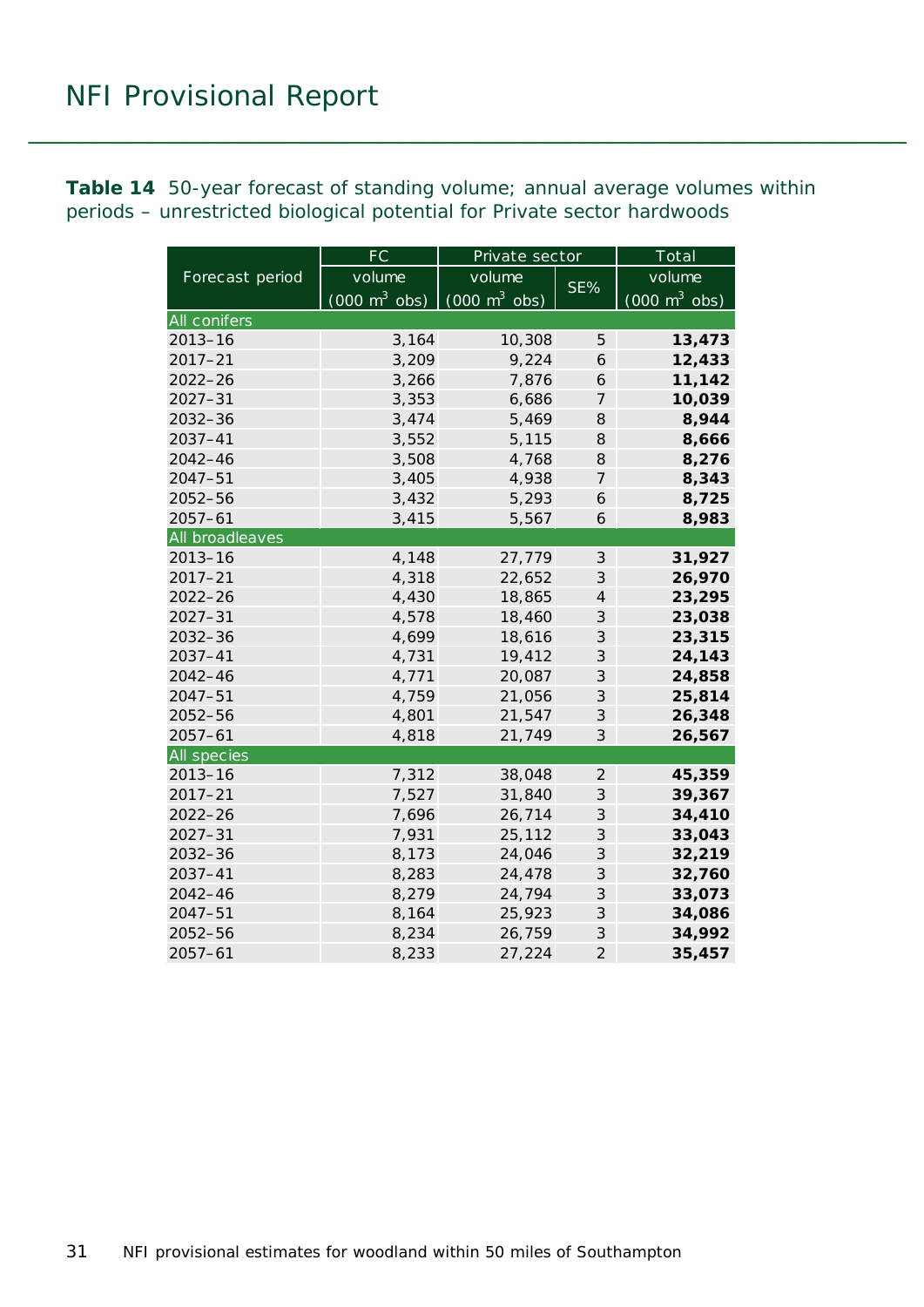**Table 14** 50-year forecast of standing volume; annual average volumes within periods – unrestricted biological potential for Private sector hardwoods

| Forecast period | FC | Private sector | | Total |
|---|---|---|---|---|
| | volume (000 $m^3$ obs) | volume (000 $m^3$ obs) | SE% | volume (000 $m^3$ obs) |
| **All conifers** | | | | |
| 2013–16 | 3,164 | 10,308 | 5 | **13,473** |
| 2017–21 | 3,209 | 9,224 | 6 | **12,433** |
| 2022–26 | 3,266 | 7,876 | 6 | **11,142** |
| 2027–31 | 3,353 | 6,686 | 7 | **10,039** |
| 2032–36 | 3,474 | 5,469 | 8 | **8,944** |
| 2037–41 | 3,552 | 5,115 | 8 | **8,666** |
| 2042–46 | 3,508 | 4,768 | 8 | **8,276** |
| 2047–51 | 3,405 | 4,938 | 7 | **8,343** |
| 2052–56 | 3,432 | 5,293 | 6 | **8,725** |
| 2057–61 | 3,415 | 5,567 | 6 | **8,983** |
| **All broadleaves** | | | | |
| 2013–16 | 4,148 | 27,779 | 3 | **31,927** |
| 2017–21 | 4,318 | 22,652 | 3 | **26,970** |
| 2022–26 | 4,430 | 18,865 | 4 | **23,295** |
| 2027–31 | 4,578 | 18,460 | 3 | **23,038** |
| 2032–36 | 4,699 | 18,616 | 3 | **23,315** |
| 2037–41 | 4,731 | 19,412 | 3 | **24,143** |
| 2042–46 | 4,771 | 20,087 | 3 | **24,858** |
| 2047–51 | 4,759 | 21,056 | 3 | **25,814** |
| 2052–56 | 4,801 | 21,547 | 3 | **26,348** |
| 2057–61 | 4,818 | 21,749 | 3 | **26,567** |
| **All species** | | | | |
| 2013–16 | 7,312 | 38,048 | 2 | **45,359** |
| 2017–21 | 7,527 | 31,840 | 3 | **39,367** |
| 2022–26 | 7,696 | 26,714 | 3 | **34,410** |
| 2027–31 | 7,931 | 25,112 | 3 | **33,043** |
| 2032–36 | 8,173 | 24,046 | 3 | **32,219** |
| 2037–41 | 8,283 | 24,478 | 3 | **32,760** |
| 2042–46 | 8,279 | 24,794 | 3 | **33,073** |
| 2047–51 | 8,164 | 25,923 | 3 | **34,086** |
| 2052–56 | 8,234 | 26,759 | 3 | **34,992** |
| 2057–61 | 8,233 | 27,224 | 2 | **35,457** |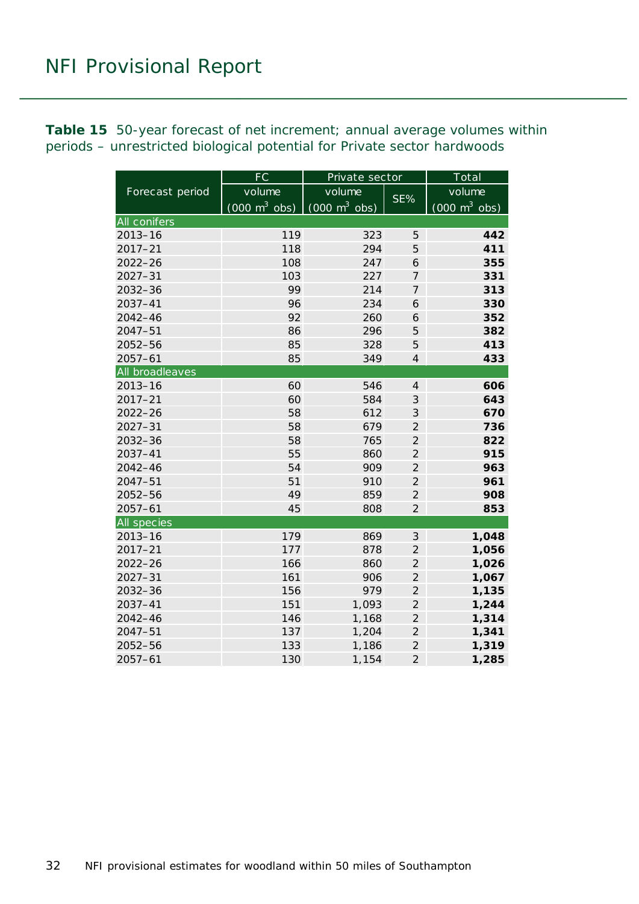**Table 15** 50-year forecast of net increment; annual average volumes within periods – unrestricted biological potential for Private sector hardwoods

| Forecast period | FC | Private sector | | Total |
|---|---|---|---|---|
| | volume (000 $m^3$ obs) | volume (000 $m^3$ obs) | SE% | volume (000 $m^3$ obs) |
| **All conifers** | | | | |
| 2013–16 | 119 | 323 | 5 | **442** |
| 2017–21 | 118 | 294 | 5 | **411** |
| 2022–26 | 108 | 247 | 6 | **355** |
| 2027–31 | 103 | 227 | 7 | **331** |
| 2032–36 | 99 | 214 | 7 | **313** |
| 2037–41 | 96 | 234 | 6 | **330** |
| 2042–46 | 92 | 260 | 6 | **352** |
| 2047–51 | 86 | 296 | 5 | **382** |
| 2052–56 | 85 | 328 | 5 | **413** |
| 2057–61 | 85 | 349 | 4 | **433** |
| **All broadleaves** | | | | |
| 2013–16 | 60 | 546 | 4 | **606** |
| 2017–21 | 60 | 584 | 3 | **643** |
| 2022–26 | 58 | 612 | 3 | **670** |
| 2027–31 | 58 | 679 | 2 | **736** |
| 2032–36 | 58 | 765 | 2 | **822** |
| 2037–41 | 55 | 860 | 2 | **915** |
| 2042–46 | 54 | 909 | 2 | **963** |
| 2047–51 | 51 | 910 | 2 | **961** |
| 2052–56 | 49 | 859 | 2 | **908** |
| 2057–61 | 45 | 808 | 2 | **853** |
| **All species** | | | | |
| 2013–16 | 179 | 869 | 3 | **1,048** |
| 2017–21 | 177 | 878 | 2 | **1,056** |
| 2022–26 | 166 | 860 | 2 | **1,026** |
| 2027–31 | 161 | 906 | 2 | **1,067** |
| 2032–36 | 156 | 979 | 2 | **1,135** |
| 2037–41 | 151 | 1,093 | 2 | **1,244** |
| 2042–46 | 146 | 1,168 | 2 | **1,314** |
| 2047–51 | 137 | 1,204 | 2 | **1,341** |
| 2052–56 | 133 | 1,186 | 2 | **1,319** |
| 2057–61 | 130 | 1,154 | 2 | **1,285** |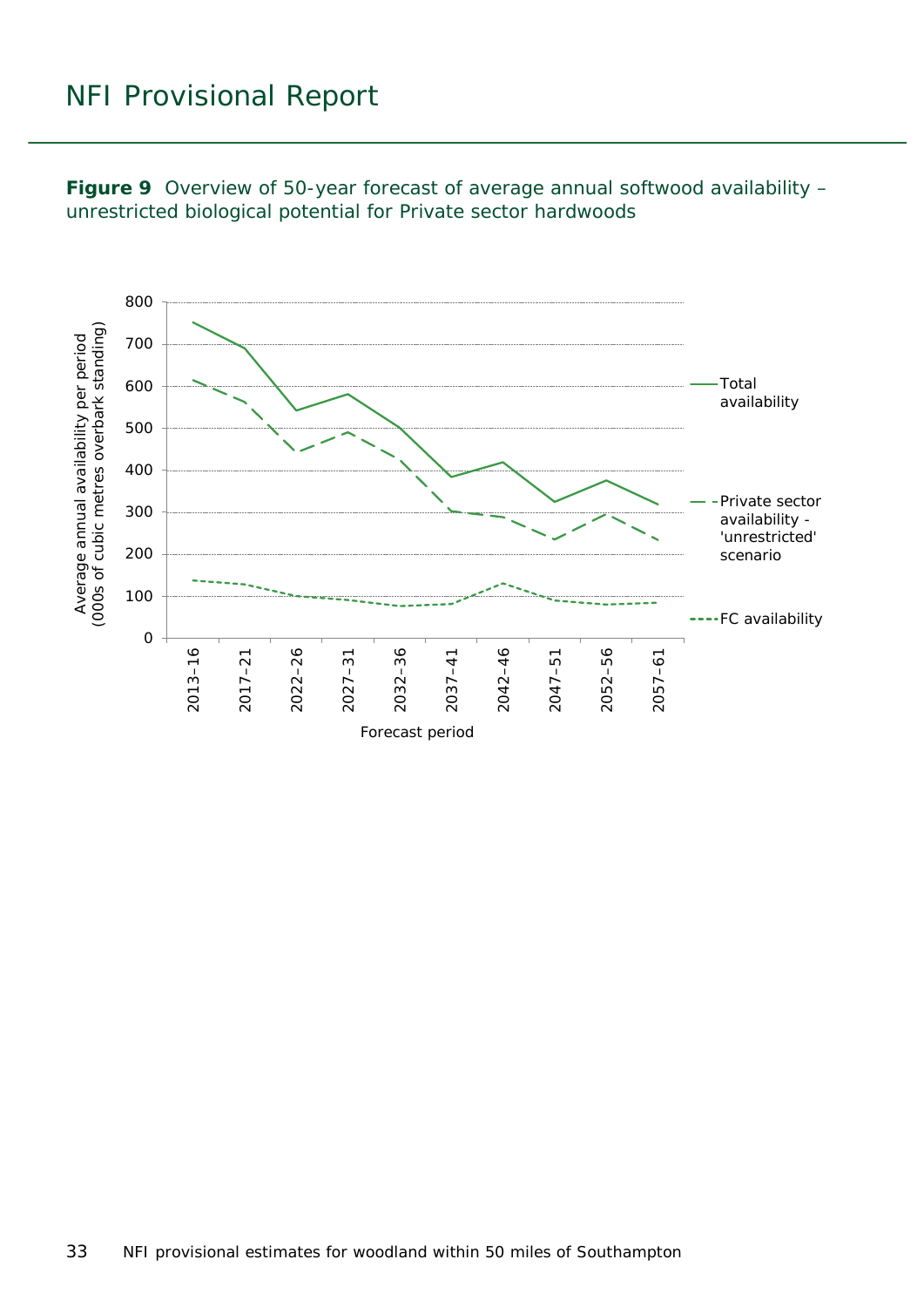**Figure 9** Overview of 50-year forecast of average annual softwood availability – unrestricted biological potential for Private sector hardwoods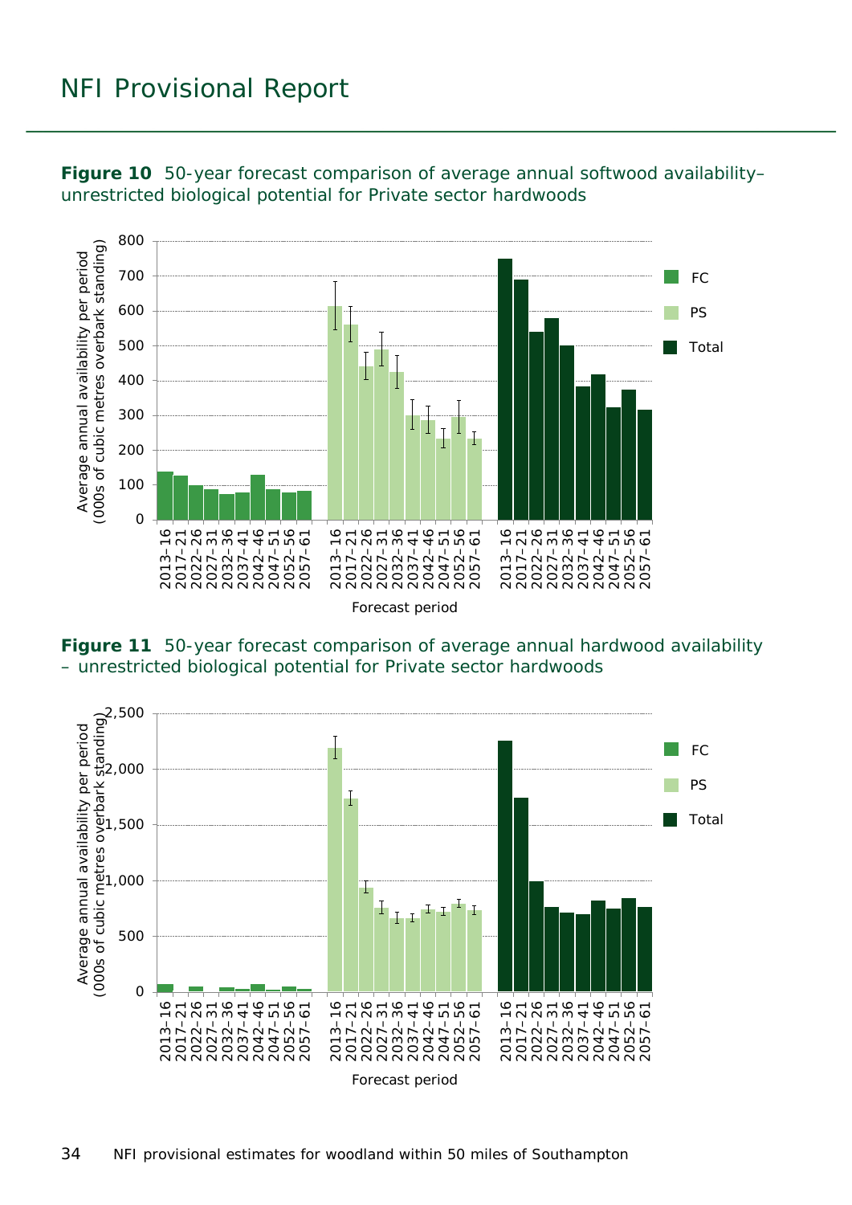**Figure 10** 50-year forecast comparison of average annual softwood availability– unrestricted biological potential for Private sector hardwoods

**Figure 11** 50-year forecast comparison of average annual hardwood availability – unrestricted biological potential for Private sector hardwoods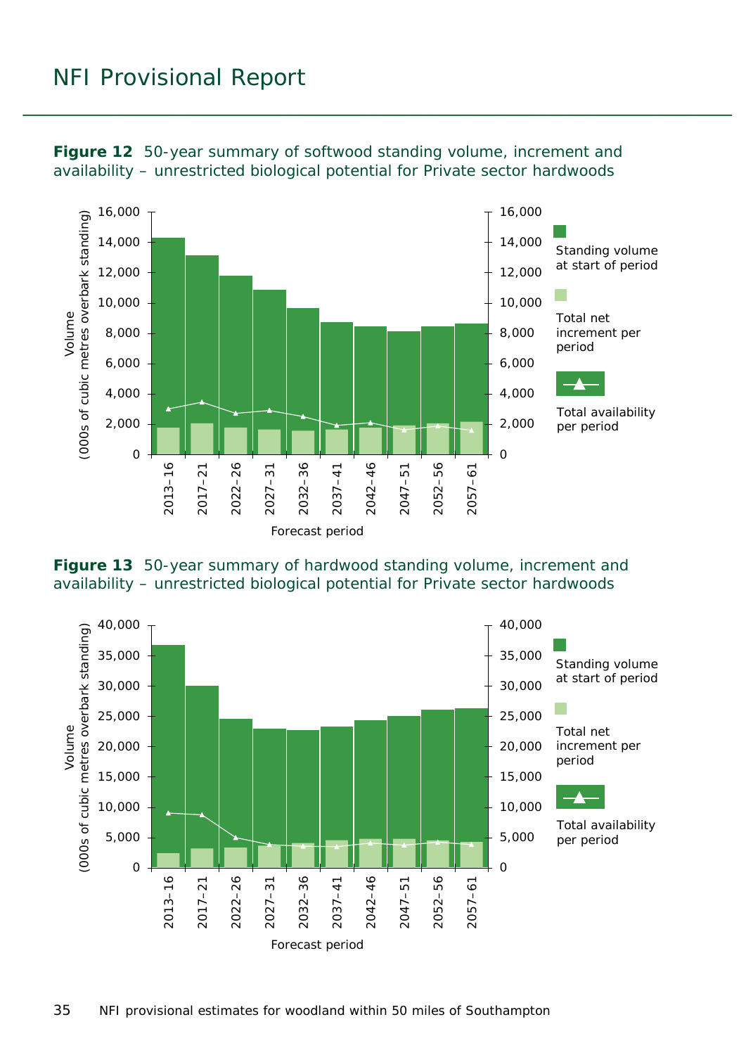**Figure 12** 50-year summary of softwood standing volume, increment and availability – unrestricted biological potential for Private sector hardwoods

**Figure 13** 50-year summary of hardwood standing volume, increment and availability – unrestricted biological potential for Private sector hardwoods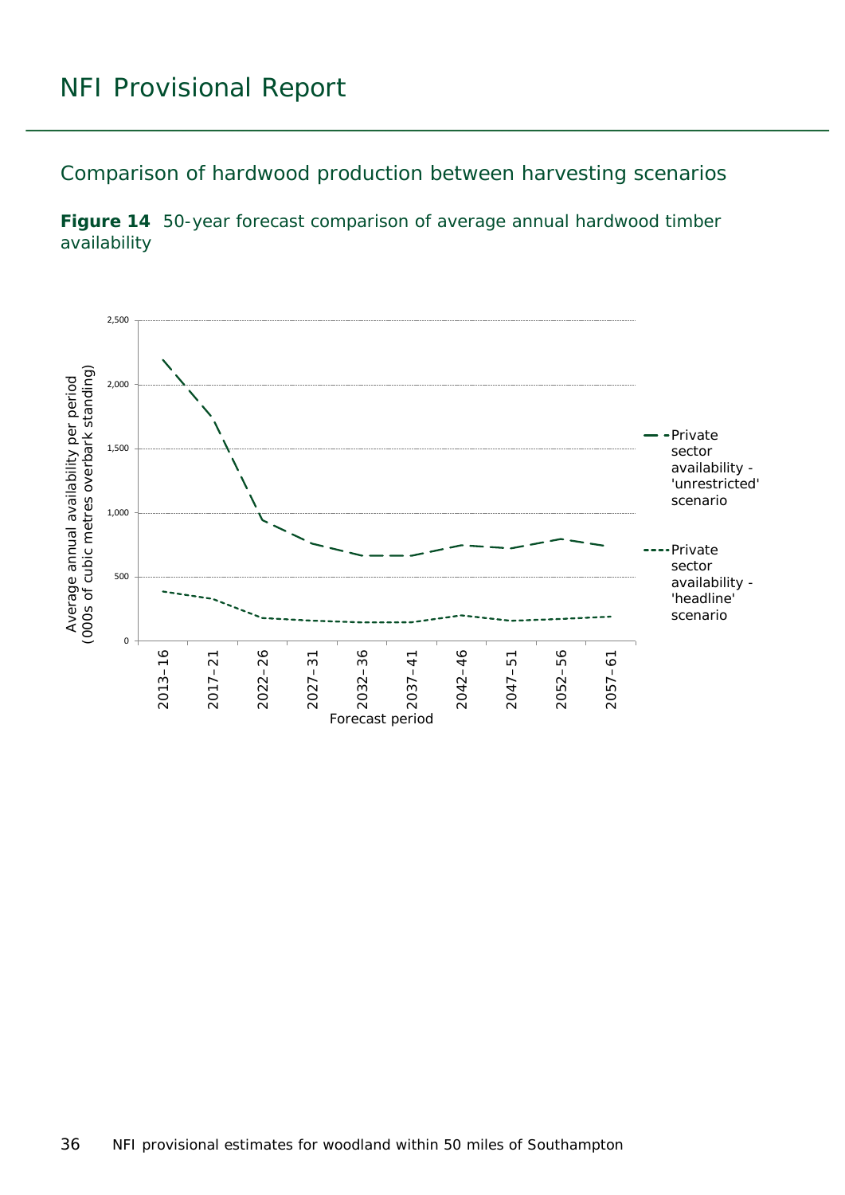# NFI Provisional Report

## Comparison of hardwood production between harvesting scenarios

**Figure 14** 50-year forecast comparison of average annual hardwood timber availability

Average annual availability per period (000s of cubic metres overbark standing)

2,500
2,000
1,500
1,000
500
0

2013–16 2017–21 2022–26 2027–31 2032–36 2037–41 2042–46 2047–51 2052–56 2057–61

Forecast period

Private sector availability - 'unrestricted' scenario

Private sector availability - 'headline' scenario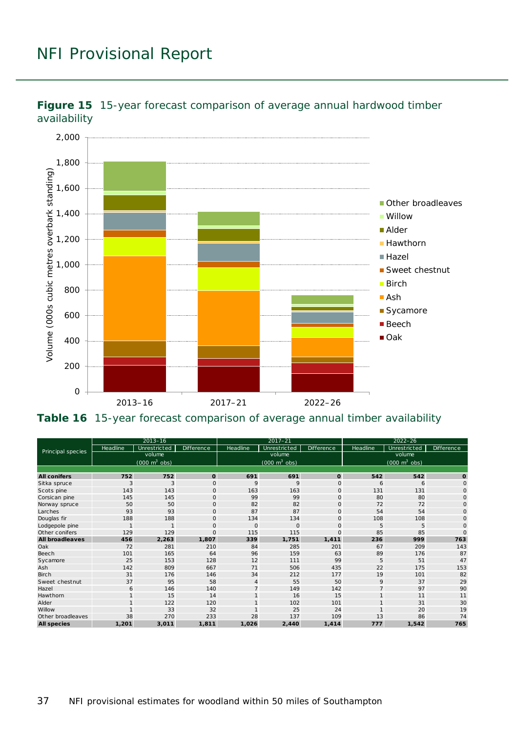**Figure 15** 15-year forecast comparison of average annual hardwood timber availability

**Table 16** 15-year forecast comparison of average annual timber availability

| Principal species | 2013–16 Headline | 2013–16 Unrestricted | 2013–16 Difference | 2017–21 Headline | 2017–21 Unrestricted | 2017–21 Difference | 2022–26 Headline | 2022–26 Unrestricted | 2022–26 Difference |
|---|---|---|---|---|---|---|---|---|---|
| | volume (000 m$^3$ obs) | | | volume (000 m$^3$ obs) | | | volume (000 m$^3$ obs) | | |
| **All conifers** | **752** | **752** | **0** | **691** | **691** | **0** | **542** | **542** | **0** |
| Sitka spruce | 3 | 3 | 0 | 9 | 9 | 0 | 6 | 6 | 0 |
| Scots pine | 143 | 143 | 0 | 163 | 163 | 0 | 131 | 131 | 0 |
| Corsican pine | 145 | 145 | 0 | 99 | 99 | 0 | 80 | 80 | 0 |
| Norway spruce | 50 | 50 | 0 | 82 | 82 | 0 | 72 | 72 | 0 |
| Larches | 93 | 93 | 0 | 87 | 87 | 0 | 54 | 54 | 0 |
| Douglas fir | 188 | 188 | 0 | 134 | 134 | 0 | 108 | 108 | 0 |
| Lodgepole pine | 1 | 1 | 0 | 0 | 0 | 0 | 5 | 5 | 0 |
| Other conifers | 129 | 129 | 0 | 115 | 115 | 0 | 85 | 85 | 0 |
| **All broadleaves** | **456** | **2,263** | **1,807** | **339** | **1,751** | **1,411** | **236** | **999** | **763** |
| Oak | 72 | 281 | 210 | 84 | 285 | 201 | 67 | 209 | 143 |
| Beech | 101 | 165 | 64 | 96 | 159 | 63 | 89 | 176 | 87 |
| Sycamore | 25 | 153 | 128 | 12 | 111 | 99 | 5 | 51 | 47 |
| Ash | 142 | 809 | 667 | 71 | 506 | 435 | 22 | 175 | 153 |
| Birch | 31 | 176 | 146 | 34 | 212 | 177 | 19 | 101 | 82 |
| Sweet chestnut | 37 | 95 | 58 | 4 | 55 | 50 | 9 | 37 | 29 |
| Hazel | 6 | 146 | 140 | 7 | 149 | 142 | 7 | 97 | 90 |
| Hawthorn | 1 | 15 | 14 | 1 | 16 | 15 | 1 | 11 | 11 |
| Alder | 1 | 122 | 120 | 1 | 102 | 101 | 1 | 31 | 30 |
| Willow | 1 | 33 | 32 | 1 | 25 | 24 | 1 | 20 | 19 |
| Other broadleaves | 38 | 270 | 233 | 28 | 137 | 109 | 13 | 86 | 74 |
| **All species** | **1,201** | **3,011** | **1,811** | **1,026** | **2,440** | **1,414** | **777** | **1,542** | **765** |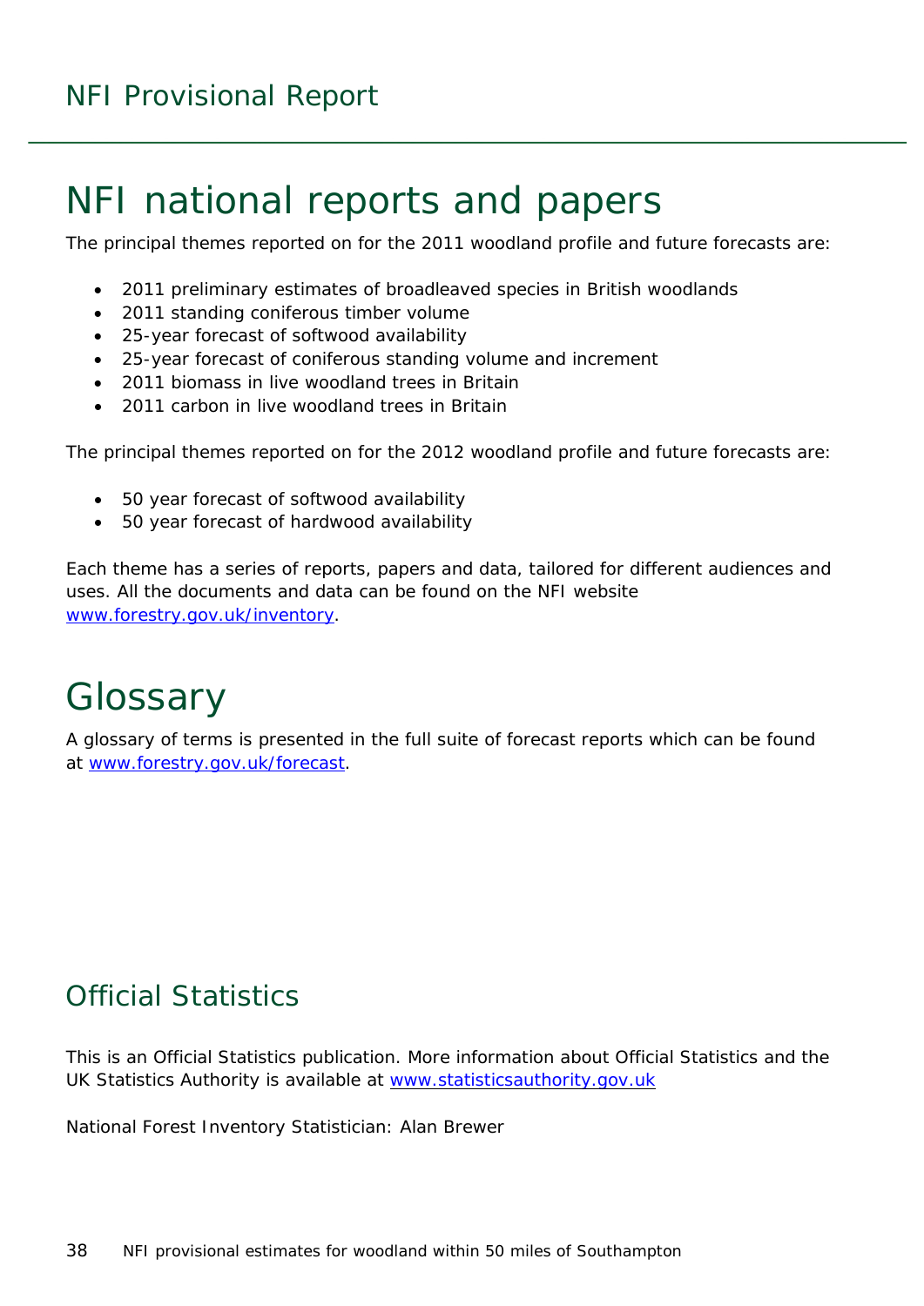# NFI national reports and papers

The principal themes reported on for the 2011 woodland profile and future forecasts are:

- 2011 preliminary estimates of broadleaved species in British woodlands
- 2011 standing coniferous timber volume
- 25-year forecast of softwood availability
- 25-year forecast of coniferous standing volume and increment
- 2011 biomass in live woodland trees in Britain
- 2011 carbon in live woodland trees in Britain

The principal themes reported on for the 2012 woodland profile and future forecasts are:

- 50 year forecast of softwood availability
- 50 year forecast of hardwood availability

Each theme has a series of reports, papers and data, tailored for different audiences and uses. All the documents and data can be found on the NFI website www.forestry.gov.uk/inventory.

# Glossary

A glossary of terms is presented in the full suite of forecast reports which can be found at www.forestry.gov.uk/forecast.

## Official Statistics

This is an Official Statistics publication. More information about Official Statistics and the UK Statistics Authority is available at www.statisticsauthority.gov.uk

National Forest Inventory Statistician: Alan Brewer